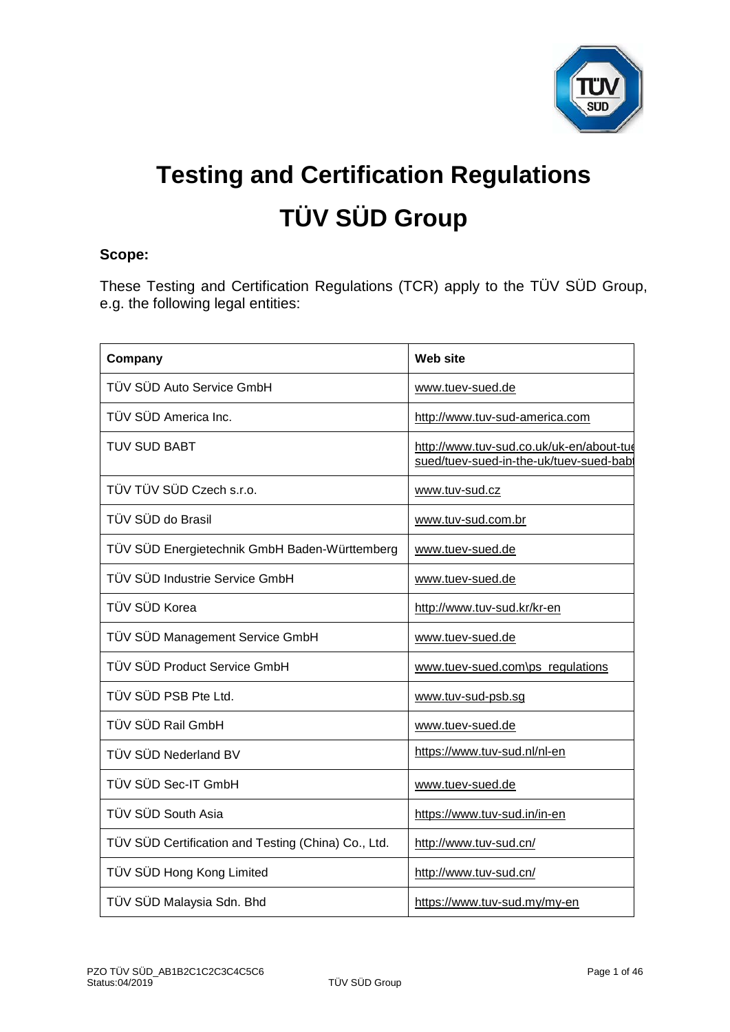# Testing and Certification Regulations

# TÜV SÜD Group

**Scope:**

These Testing and Certification Regulations (TCR) apply to the TÜV SÜD Group, e.g. the following legal entities:

| Company | Web site |
|---|---|
| TÜV SÜD Auto Service GmbH | www.tuev-sued.de |
| TÜV SÜD America Inc. | http://www.tuv-sud-america.com |
| TUV SUD BABT | http://www.tuv-sud.co.uk/uk-en/about-tuev-sued/tuev-sued-in-the-uk/tuev-sued-babt |
| TÜV TÜV SÜD Czech s.r.o. | www.tuv-sud.cz |
| TÜV SÜD do Brasil | www.tuv-sud.com.br |
| TÜV SÜD Energietechnik GmbH Baden-Württemberg | www.tuev-sued.de |
| TÜV SÜD Industrie Service GmbH | www.tuev-sued.de |
| TÜV SÜD Korea | http://www.tuv-sud.kr/kr-en |
| TÜV SÜD Management Service GmbH | www.tuev-sued.de |
| TÜV SÜD Product Service GmbH | www.tuev-sued.com\ps_regulations |
| TÜV SÜD PSB Pte Ltd. | www.tuv-sud-psb.sg |
| TÜV SÜD Rail GmbH | www.tuev-sued.de |
| TÜV SÜD Nederland BV | https://www.tuv-sud.nl/nl-en |
| TÜV SÜD Sec-IT GmbH | www.tuev-sued.de |
| TÜV SÜD South Asia | https://www.tuv-sud.in/in-en |
| TÜV SÜD Certification and Testing (China) Co., Ltd. | http://www.tuv-sud.cn/ |
| TÜV SÜD Hong Kong Limited | http://www.tuv-sud.cn/ |
| TÜV SÜD Malaysia Sdn. Bhd | https://www.tuv-sud.my/my-en |

PZO TÜV SÜD_AB1B2C1C2C3C4C5C6
Status:04/2019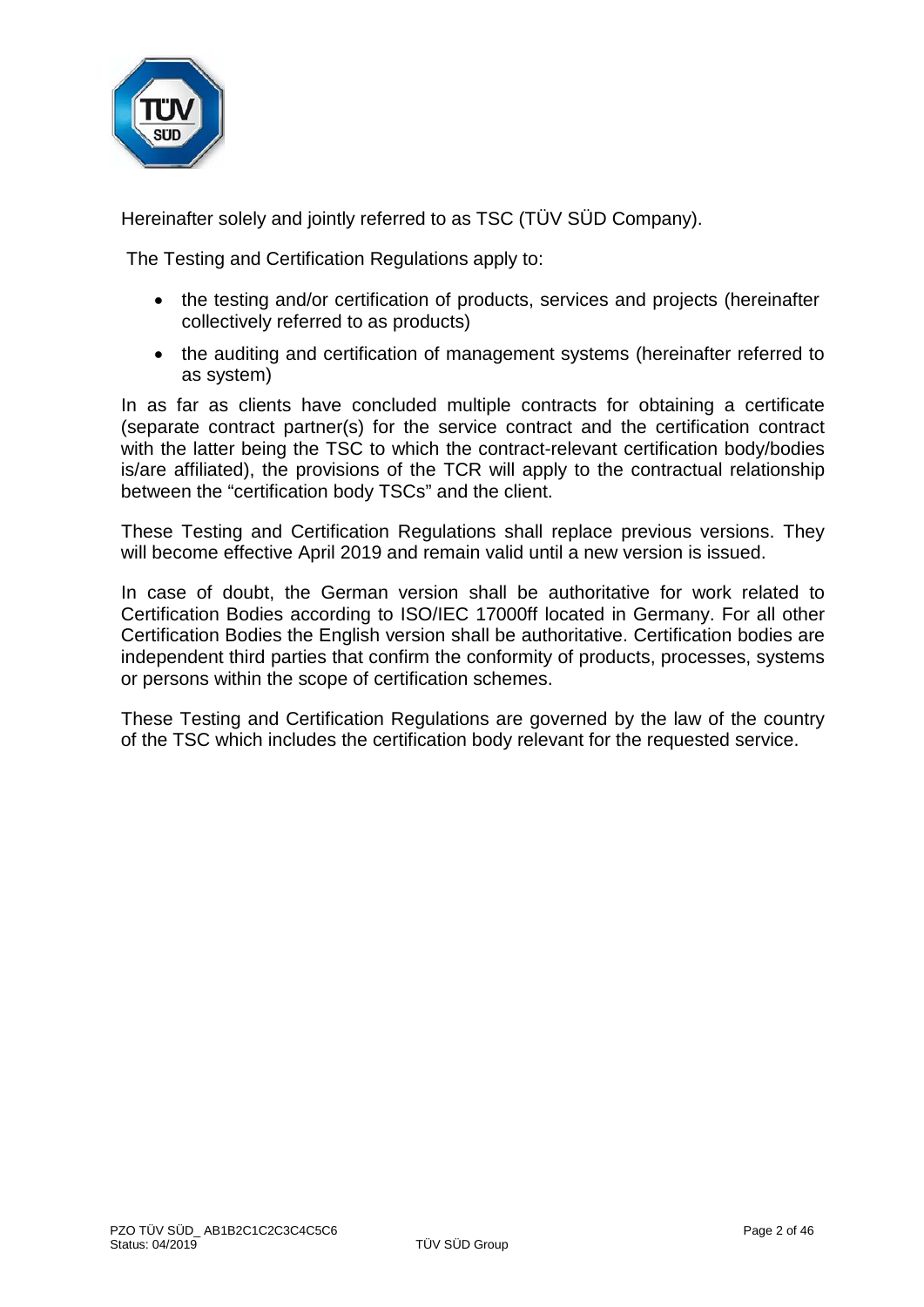Hereinafter solely and jointly referred to as TSC (TÜV SÜD Company).

The Testing and Certification Regulations apply to:

- the testing and/or certification of products, services and projects (hereinafter collectively referred to as products)
- the auditing and certification of management systems (hereinafter referred to as system)

In as far as clients have concluded multiple contracts for obtaining a certificate (separate contract partner(s) for the service contract and the certification contract with the latter being the TSC to which the contract-relevant certification body/bodies is/are affiliated), the provisions of the TCR will apply to the contractual relationship between the "certification body TSCs" and the client.

These Testing and Certification Regulations shall replace previous versions. They will become effective April 2019 and remain valid until a new version is issued.

In case of doubt, the German version shall be authoritative for work related to Certification Bodies according to ISO/IEC 17000ff located in Germany. For all other Certification Bodies the English version shall be authoritative. Certification bodies are independent third parties that confirm the conformity of products, processes, systems or persons within the scope of certification schemes.

These Testing and Certification Regulations are governed by the law of the country of the TSC which includes the certification body relevant for the requested service.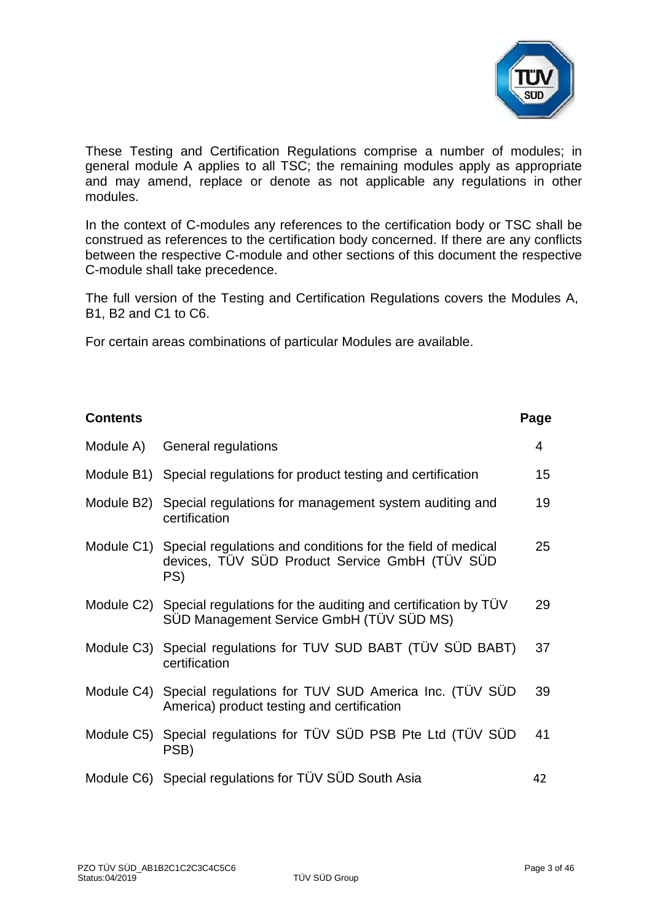These Testing and Certification Regulations comprise a number of modules; in general module A applies to all TSC; the remaining modules apply as appropriate and may amend, replace or denote as not applicable any regulations in other modules.

In the context of C-modules any references to the certification body or TSC shall be construed as references to the certification body concerned. If there are any conflicts between the respective C-module and other sections of this document the respective C-module shall take precedence.

The full version of the Testing and Certification Regulations covers the Modules A, B1, B2 and C1 to C6.

For certain areas combinations of particular Modules are available.

| **Contents** | | **Page** |
|---|---|---|
| Module A) | General regulations | 4 |
| Module B1) | Special regulations for product testing and certification | 15 |
| Module B2) | Special regulations for management system auditing and certification | 19 |
| Module C1) | Special regulations and conditions for the field of medical devices, TÜV SÜD Product Service GmbH (TÜV SÜD PS) | 25 |
| Module C2) | Special regulations for the auditing and certification by TÜV SÜD Management Service GmbH (TÜV SÜD MS) | 29 |
| Module C3) | Special regulations for TUV SUD BABT (TÜV SÜD BABT) certification | 37 |
| Module C4) | Special regulations for TUV SUD America Inc. (TÜV SÜD America) product testing and certification | 39 |
| Module C5) | Special regulations for TÜV SÜD PSB Pte Ltd (TÜV SÜD PSB) | 41 |
| Module C6) | Special regulations for TÜV SÜD South Asia | 42 |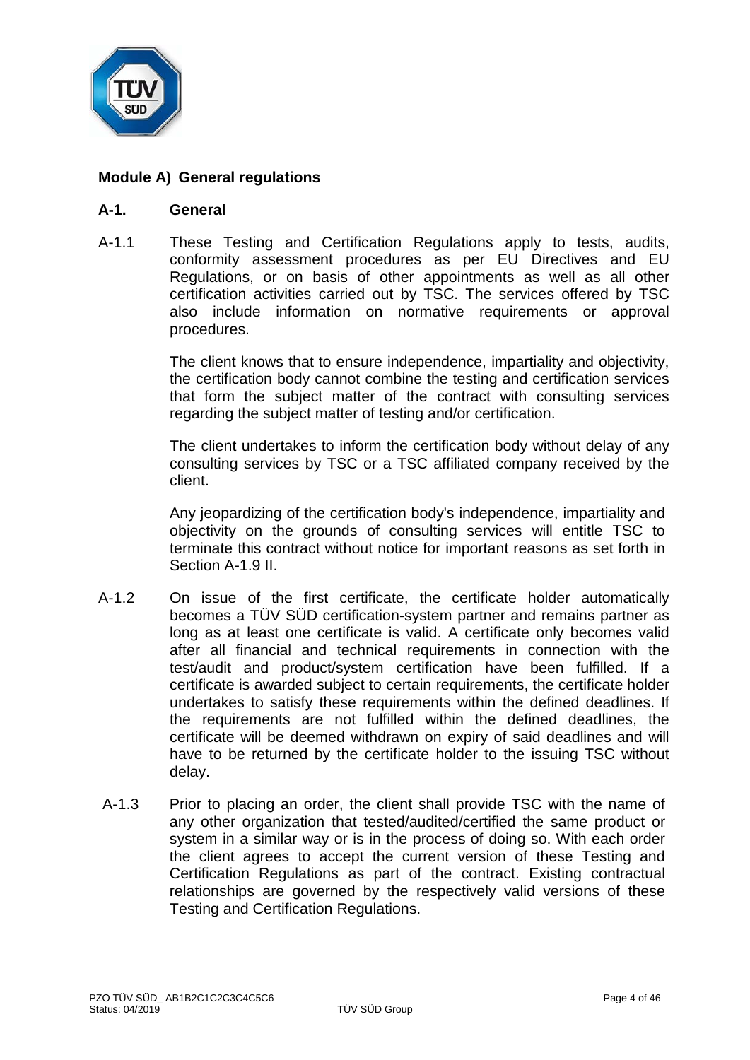## Module A) General regulations

### A-1. General

A-1.1 These Testing and Certification Regulations apply to tests, audits, conformity assessment procedures as per EU Directives and EU Regulations, or on basis of other appointments as well as all other certification activities carried out by TSC. The services offered by TSC also include information on normative requirements or approval procedures.

The client knows that to ensure independence, impartiality and objectivity, the certification body cannot combine the testing and certification services that form the subject matter of the contract with consulting services regarding the subject matter of testing and/or certification.

The client undertakes to inform the certification body without delay of any consulting services by TSC or a TSC affiliated company received by the client.

Any jeopardizing of the certification body's independence, impartiality and objectivity on the grounds of consulting services will entitle TSC to terminate this contract without notice for important reasons as set forth in Section A-1.9 II.

A-1.2 On issue of the first certificate, the certificate holder automatically becomes a TÜV SÜD certification-system partner and remains partner as long as at least one certificate is valid. A certificate only becomes valid after all financial and technical requirements in connection with the test/audit and product/system certification have been fulfilled. If a certificate is awarded subject to certain requirements, the certificate holder undertakes to satisfy these requirements within the defined deadlines. If the requirements are not fulfilled within the defined deadlines, the certificate will be deemed withdrawn on expiry of said deadlines and will have to be returned by the certificate holder to the issuing TSC without delay.

A-1.3 Prior to placing an order, the client shall provide TSC with the name of any other organization that tested/audited/certified the same product or system in a similar way or is in the process of doing so. With each order the client agrees to accept the current version of these Testing and Certification Regulations as part of the contract. Existing contractual relationships are governed by the respectively valid versions of these Testing and Certification Regulations.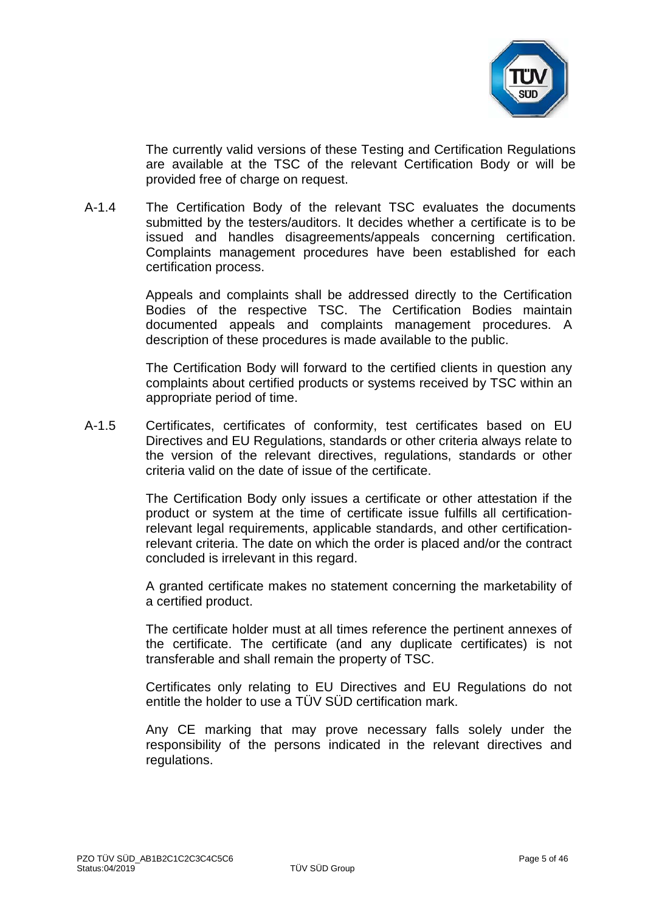The currently valid versions of these Testing and Certification Regulations are available at the TSC of the relevant Certification Body or will be provided free of charge on request.

A-1.4 The Certification Body of the relevant TSC evaluates the documents submitted by the testers/auditors. It decides whether a certificate is to be issued and handles disagreements/appeals concerning certification. Complaints management procedures have been established for each certification process.

Appeals and complaints shall be addressed directly to the Certification Bodies of the respective TSC. The Certification Bodies maintain documented appeals and complaints management procedures. A description of these procedures is made available to the public.

The Certification Body will forward to the certified clients in question any complaints about certified products or systems received by TSC within an appropriate period of time.

A-1.5 Certificates, certificates of conformity, test certificates based on EU Directives and EU Regulations, standards or other criteria always relate to the version of the relevant directives, regulations, standards or other criteria valid on the date of issue of the certificate.

The Certification Body only issues a certificate or other attestation if the product or system at the time of certificate issue fulfills all certification-relevant legal requirements, applicable standards, and other certification-relevant criteria. The date on which the order is placed and/or the contract concluded is irrelevant in this regard.

A granted certificate makes no statement concerning the marketability of a certified product.

The certificate holder must at all times reference the pertinent annexes of the certificate. The certificate (and any duplicate certificates) is not transferable and shall remain the property of TSC.

Certificates only relating to EU Directives and EU Regulations do not entitle the holder to use a TÜV SÜD certification mark.

Any CE marking that may prove necessary falls solely under the responsibility of the persons indicated in the relevant directives and regulations.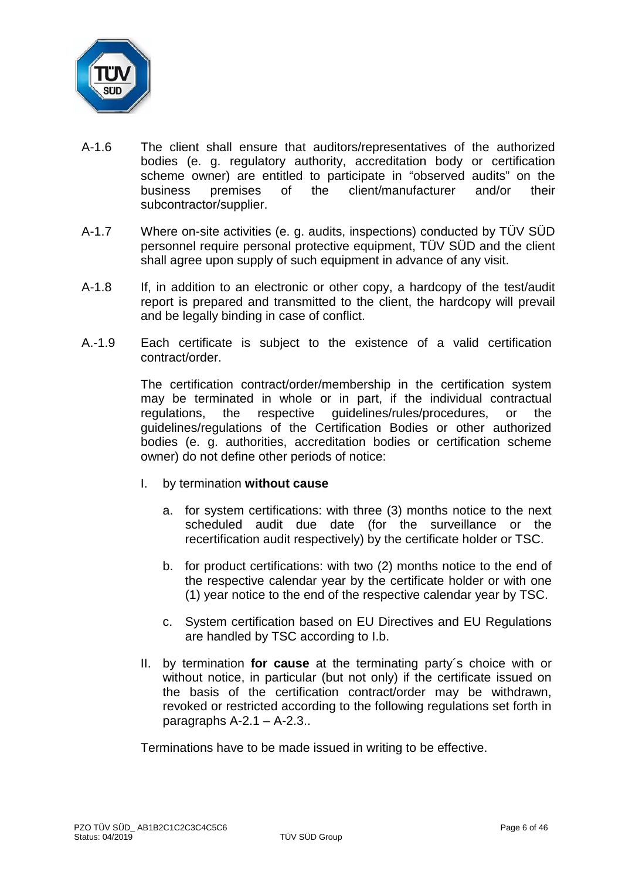A-1.6 The client shall ensure that auditors/representatives of the authorized bodies (e. g. regulatory authority, accreditation body or certification scheme owner) are entitled to participate in “observed audits” on the business premises of the client/manufacturer and/or their subcontractor/supplier.

A-1.7 Where on-site activities (e. g. audits, inspections) conducted by TÜV SÜD personnel require personal protective equipment, TÜV SÜD and the client shall agree upon supply of such equipment in advance of any visit.

A-1.8 If, in addition to an electronic or other copy, a hardcopy of the test/audit report is prepared and transmitted to the client, the hardcopy will prevail and be legally binding in case of conflict.

A.-1.9 Each certificate is subject to the existence of a valid certification contract/order.

The certification contract/order/membership in the certification system may be terminated in whole or in part, if the individual contractual regulations, the respective guidelines/rules/procedures, or the guidelines/regulations of the Certification Bodies or other authorized bodies (e. g. authorities, accreditation bodies or certification scheme owner) do not define other periods of notice:

I. by termination **without cause**

   a. for system certifications: with three (3) months notice to the next scheduled audit due date (for the surveillance or the recertification audit respectively) by the certificate holder or TSC.

   b. for product certifications: with two (2) months notice to the end of the respective calendar year by the certificate holder or with one (1) year notice to the end of the respective calendar year by TSC.

   c. System certification based on EU Directives and EU Regulations are handled by TSC according to I.b.

II. by termination **for cause** at the terminating party´s choice with or without notice, in particular (but not only) if the certificate issued on the basis of the certification contract/order may be withdrawn, revoked or restricted according to the following regulations set forth in paragraphs A-2.1 – A-2.3..

Terminations have to be made issued in writing to be effective.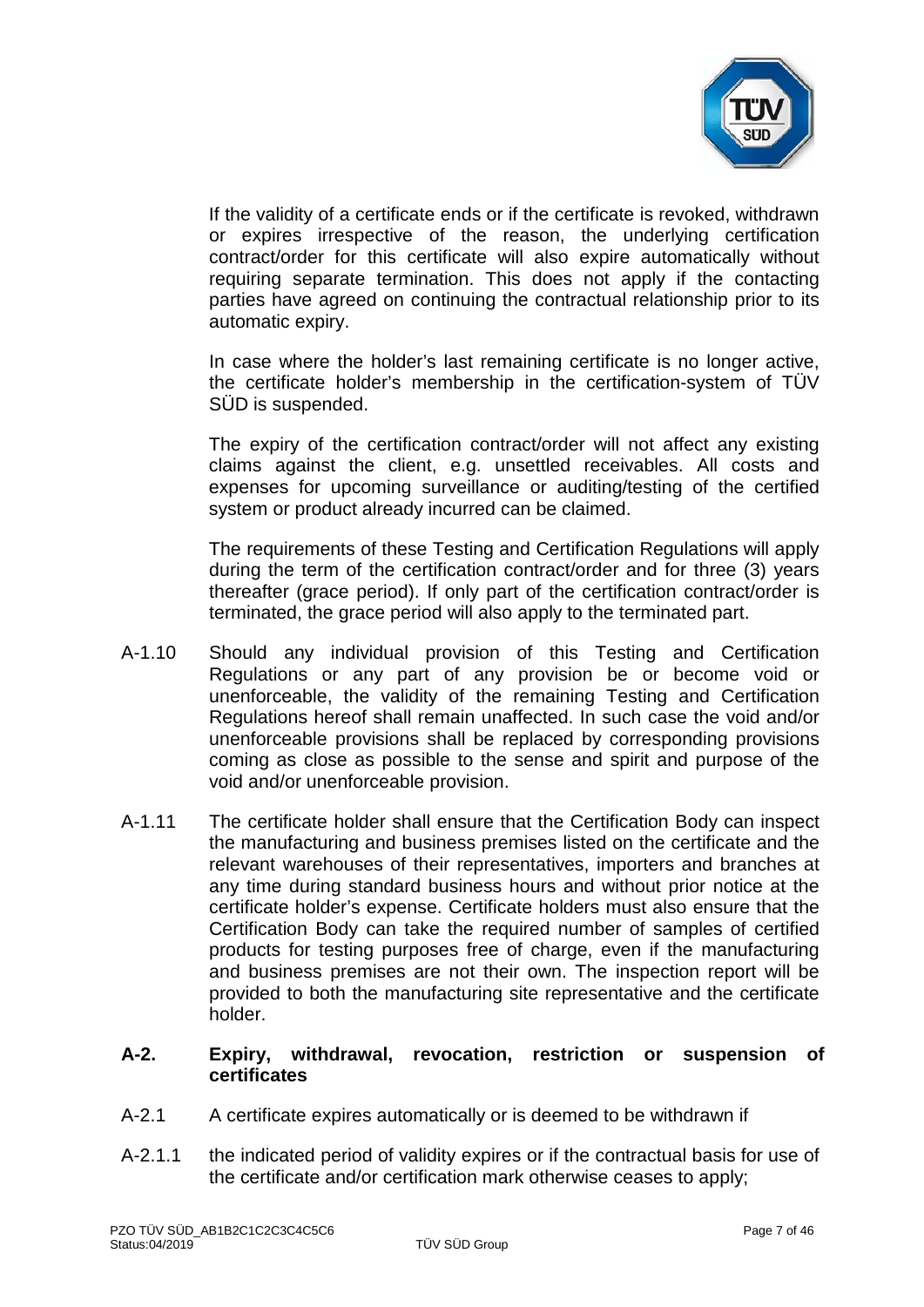If the validity of a certificate ends or if the certificate is revoked, withdrawn or expires irrespective of the reason, the underlying certification contract/order for this certificate will also expire automatically without requiring separate termination. This does not apply if the contacting parties have agreed on continuing the contractual relationship prior to its automatic expiry.

In case where the holder's last remaining certificate is no longer active, the certificate holder's membership in the certification-system of TÜV SÜD is suspended.

The expiry of the certification contract/order will not affect any existing claims against the client, e.g. unsettled receivables. All costs and expenses for upcoming surveillance or auditing/testing of the certified system or product already incurred can be claimed.

The requirements of these Testing and Certification Regulations will apply during the term of the certification contract/order and for three (3) years thereafter (grace period). If only part of the certification contract/order is terminated, the grace period will also apply to the terminated part.

A-1.10 Should any individual provision of this Testing and Certification Regulations or any part of any provision be or become void or unenforceable, the validity of the remaining Testing and Certification Regulations hereof shall remain unaffected. In such case the void and/or unenforceable provisions shall be replaced by corresponding provisions coming as close as possible to the sense and spirit and purpose of the void and/or unenforceable provision.

A-1.11 The certificate holder shall ensure that the Certification Body can inspect the manufacturing and business premises listed on the certificate and the relevant warehouses of their representatives, importers and branches at any time during standard business hours and without prior notice at the certificate holder's expense. Certificate holders must also ensure that the Certification Body can take the required number of samples of certified products for testing purposes free of charge, even if the manufacturing and business premises are not their own. The inspection report will be provided to both the manufacturing site representative and the certificate holder.

## A-2. Expiry, withdrawal, revocation, restriction or suspension of certificates

A-2.1 A certificate expires automatically or is deemed to be withdrawn if

A-2.1.1 the indicated period of validity expires or if the contractual basis for use of the certificate and/or certification mark otherwise ceases to apply;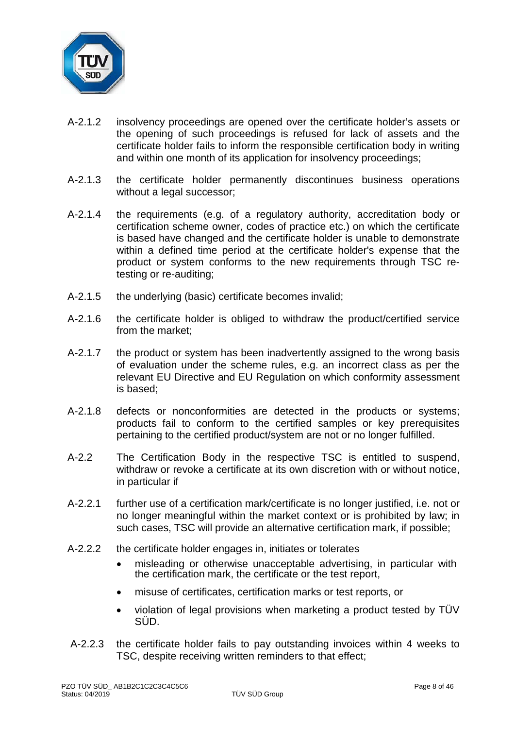A-2.1.2 insolvency proceedings are opened over the certificate holder's assets or the opening of such proceedings is refused for lack of assets and the certificate holder fails to inform the responsible certification body in writing and within one month of its application for insolvency proceedings;

A-2.1.3 the certificate holder permanently discontinues business operations without a legal successor;

A-2.1.4 the requirements (e.g. of a regulatory authority, accreditation body or certification scheme owner, codes of practice etc.) on which the certificate is based have changed and the certificate holder is unable to demonstrate within a defined time period at the certificate holder's expense that the product or system conforms to the new requirements through TSC re-testing or re-auditing;

A-2.1.5 the underlying (basic) certificate becomes invalid;

A-2.1.6 the certificate holder is obliged to withdraw the product/certified service from the market;

A-2.1.7 the product or system has been inadvertently assigned to the wrong basis of evaluation under the scheme rules, e.g. an incorrect class as per the relevant EU Directive and EU Regulation on which conformity assessment is based;

A-2.1.8 defects or nonconformities are detected in the products or systems; products fail to conform to the certified samples or key prerequisites pertaining to the certified product/system are not or no longer fulfilled.

A-2.2 The Certification Body in the respective TSC is entitled to suspend, withdraw or revoke a certificate at its own discretion with or without notice, in particular if

A-2.2.1 further use of a certification mark/certificate is no longer justified, i.e. not or no longer meaningful within the market context or is prohibited by law; in such cases, TSC will provide an alternative certification mark, if possible;

A-2.2.2 the certificate holder engages in, initiates or tolerates

- misleading or otherwise unacceptable advertising, in particular with the certification mark, the certificate or the test report,
- misuse of certificates, certification marks or test reports, or
- violation of legal provisions when marketing a product tested by TÜV SÜD.

A-2.2.3 the certificate holder fails to pay outstanding invoices within 4 weeks to TSC, despite receiving written reminders to that effect;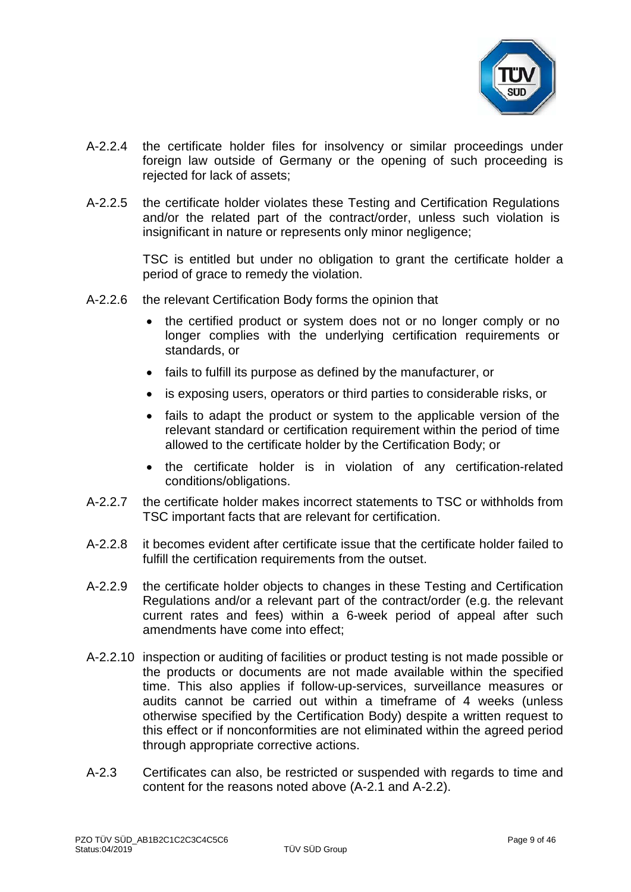A-2.2.4 the certificate holder files for insolvency or similar proceedings under foreign law outside of Germany or the opening of such proceeding is rejected for lack of assets;

A-2.2.5 the certificate holder violates these Testing and Certification Regulations and/or the related part of the contract/order, unless such violation is insignificant in nature or represents only minor negligence;

TSC is entitled but under no obligation to grant the certificate holder a period of grace to remedy the violation.

A-2.2.6 the relevant Certification Body forms the opinion that

- the certified product or system does not or no longer comply or no longer complies with the underlying certification requirements or standards, or
- fails to fulfill its purpose as defined by the manufacturer, or
- is exposing users, operators or third parties to considerable risks, or
- fails to adapt the product or system to the applicable version of the relevant standard or certification requirement within the period of time allowed to the certificate holder by the Certification Body; or
- the certificate holder is in violation of any certification-related conditions/obligations.

A-2.2.7 the certificate holder makes incorrect statements to TSC or withholds from TSC important facts that are relevant for certification.

A-2.2.8 it becomes evident after certificate issue that the certificate holder failed to fulfill the certification requirements from the outset.

A-2.2.9 the certificate holder objects to changes in these Testing and Certification Regulations and/or a relevant part of the contract/order (e.g. the relevant current rates and fees) within a 6-week period of appeal after such amendments have come into effect;

A-2.2.10 inspection or auditing of facilities or product testing is not made possible or the products or documents are not made available within the specified time. This also applies if follow-up-services, surveillance measures or audits cannot be carried out within a timeframe of 4 weeks (unless otherwise specified by the Certification Body) despite a written request to this effect or if nonconformities are not eliminated within the agreed period through appropriate corrective actions.

A-2.3 Certificates can also, be restricted or suspended with regards to time and content for the reasons noted above (A-2.1 and A-2.2).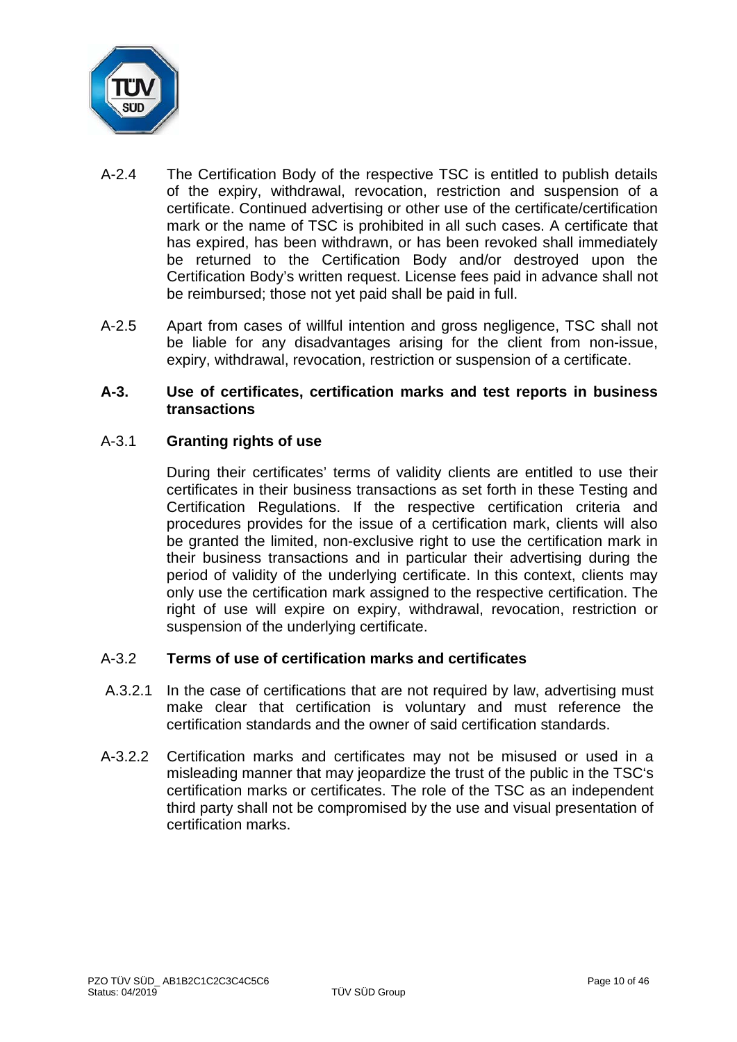A-2.4 The Certification Body of the respective TSC is entitled to publish details of the expiry, withdrawal, revocation, restriction and suspension of a certificate. Continued advertising or other use of the certificate/certification mark or the name of TSC is prohibited in all such cases. A certificate that has expired, has been withdrawn, or has been revoked shall immediately be returned to the Certification Body and/or destroyed upon the Certification Body's written request. License fees paid in advance shall not be reimbursed; those not yet paid shall be paid in full.

A-2.5 Apart from cases of willful intention and gross negligence, TSC shall not be liable for any disadvantages arising for the client from non-issue, expiry, withdrawal, revocation, restriction or suspension of a certificate.

## A-3. Use of certificates, certification marks and test reports in business transactions

### A-3.1 Granting rights of use

During their certificates' terms of validity clients are entitled to use their certificates in their business transactions as set forth in these Testing and Certification Regulations. If the respective certification criteria and procedures provides for the issue of a certification mark, clients will also be granted the limited, non-exclusive right to use the certification mark in their business transactions and in particular their advertising during the period of validity of the underlying certificate. In this context, clients may only use the certification mark assigned to the respective certification. The right of use will expire on expiry, withdrawal, revocation, restriction or suspension of the underlying certificate.

### A-3.2 Terms of use of certification marks and certificates

A.3.2.1 In the case of certifications that are not required by law, advertising must make clear that certification is voluntary and must reference the certification standards and the owner of said certification standards.

A-3.2.2 Certification marks and certificates may not be misused or used in a misleading manner that may jeopardize the trust of the public in the TSC's certification marks or certificates. The role of the TSC as an independent third party shall not be compromised by the use and visual presentation of certification marks.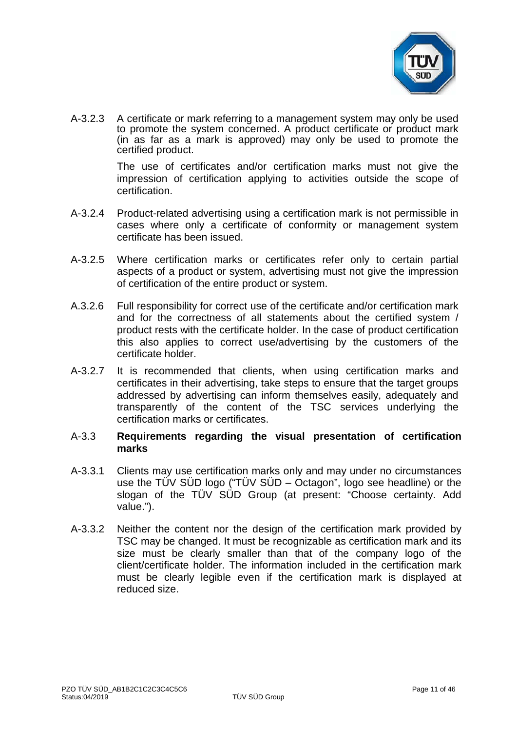A-3.2.3 A certificate or mark referring to a management system may only be used to promote the system concerned. A product certificate or product mark (in as far as a mark is approved) may only be used to promote the certified product.

The use of certificates and/or certification marks must not give the impression of certification applying to activities outside the scope of certification.

A-3.2.4 Product-related advertising using a certification mark is not permissible in cases where only a certificate of conformity or management system certificate has been issued.

A-3.2.5 Where certification marks or certificates refer only to certain partial aspects of a product or system, advertising must not give the impression of certification of the entire product or system.

A.3.2.6 Full responsibility for correct use of the certificate and/or certification mark and for the correctness of all statements about the certified system / product rests with the certificate holder. In the case of product certification this also applies to correct use/advertising by the customers of the certificate holder.

A-3.2.7 It is recommended that clients, when using certification marks and certificates in their advertising, take steps to ensure that the target groups addressed by advertising can inform themselves easily, adequately and transparently of the content of the TSC services underlying the certification marks or certificates.

**A-3.3 Requirements regarding the visual presentation of certification marks**

A-3.3.1 Clients may use certification marks only and may under no circumstances use the TÜV SÜD logo ("TÜV SÜD – Octagon", logo see headline) or the slogan of the TÜV SÜD Group (at present: "Choose certainty. Add value.").

A-3.3.2 Neither the content nor the design of the certification mark provided by TSC may be changed. It must be recognizable as certification mark and its size must be clearly smaller than that of the company logo of the client/certificate holder. The information included in the certification mark must be clearly legible even if the certification mark is displayed at reduced size.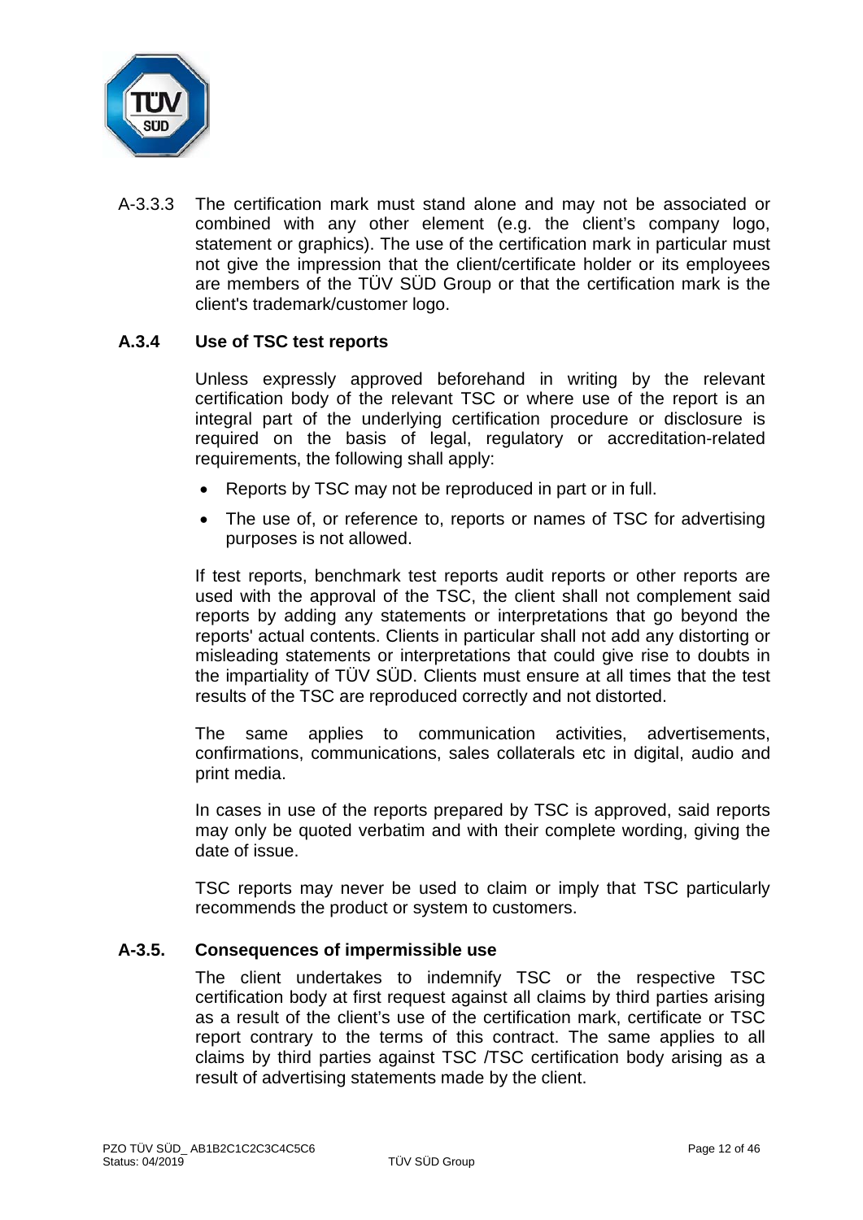A-3.3.3 The certification mark must stand alone and may not be associated or combined with any other element (e.g. the client's company logo, statement or graphics). The use of the certification mark in particular must not give the impression that the client/certificate holder or its employees are members of the TÜV SÜD Group or that the certification mark is the client's trademark/customer logo.

### A.3.4 Use of TSC test reports

Unless expressly approved beforehand in writing by the relevant certification body of the relevant TSC or where use of the report is an integral part of the underlying certification procedure or disclosure is required on the basis of legal, regulatory or accreditation-related requirements, the following shall apply:

- Reports by TSC may not be reproduced in part or in full.
- The use of, or reference to, reports or names of TSC for advertising purposes is not allowed.

If test reports, benchmark test reports audit reports or other reports are used with the approval of the TSC, the client shall not complement said reports by adding any statements or interpretations that go beyond the reports' actual contents. Clients in particular shall not add any distorting or misleading statements or interpretations that could give rise to doubts in the impartiality of TÜV SÜD. Clients must ensure at all times that the test results of the TSC are reproduced correctly and not distorted.

The same applies to communication activities, advertisements, confirmations, communications, sales collaterals etc in digital, audio and print media.

In cases in use of the reports prepared by TSC is approved, said reports may only be quoted verbatim and with their complete wording, giving the date of issue.

TSC reports may never be used to claim or imply that TSC particularly recommends the product or system to customers.

### A-3.5. Consequences of impermissible use

The client undertakes to indemnify TSC or the respective TSC certification body at first request against all claims by third parties arising as a result of the client's use of the certification mark, certificate or TSC report contrary to the terms of this contract. The same applies to all claims by third parties against TSC /TSC certification body arising as a result of advertising statements made by the client.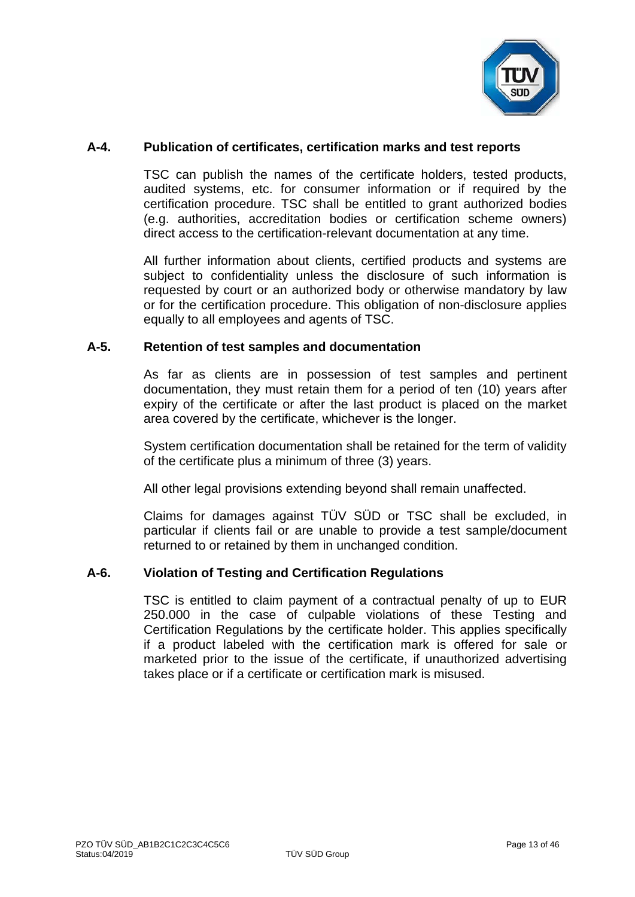## A-4. Publication of certificates, certification marks and test reports

TSC can publish the names of the certificate holders, tested products, audited systems, etc. for consumer information or if required by the certification procedure. TSC shall be entitled to grant authorized bodies (e.g. authorities, accreditation bodies or certification scheme owners) direct access to the certification-relevant documentation at any time.

All further information about clients, certified products and systems are subject to confidentiality unless the disclosure of such information is requested by court or an authorized body or otherwise mandatory by law or for the certification procedure. This obligation of non-disclosure applies equally to all employees and agents of TSC.

## A-5. Retention of test samples and documentation

As far as clients are in possession of test samples and pertinent documentation, they must retain them for a period of ten (10) years after expiry of the certificate or after the last product is placed on the market area covered by the certificate, whichever is the longer.

System certification documentation shall be retained for the term of validity of the certificate plus a minimum of three (3) years.

All other legal provisions extending beyond shall remain unaffected.

Claims for damages against TÜV SÜD or TSC shall be excluded, in particular if clients fail or are unable to provide a test sample/document returned to or retained by them in unchanged condition.

## A-6. Violation of Testing and Certification Regulations

TSC is entitled to claim payment of a contractual penalty of up to EUR 250.000 in the case of culpable violations of these Testing and Certification Regulations by the certificate holder. This applies specifically if a product labeled with the certification mark is offered for sale or marketed prior to the issue of the certificate, if unauthorized advertising takes place or if a certificate or certification mark is misused.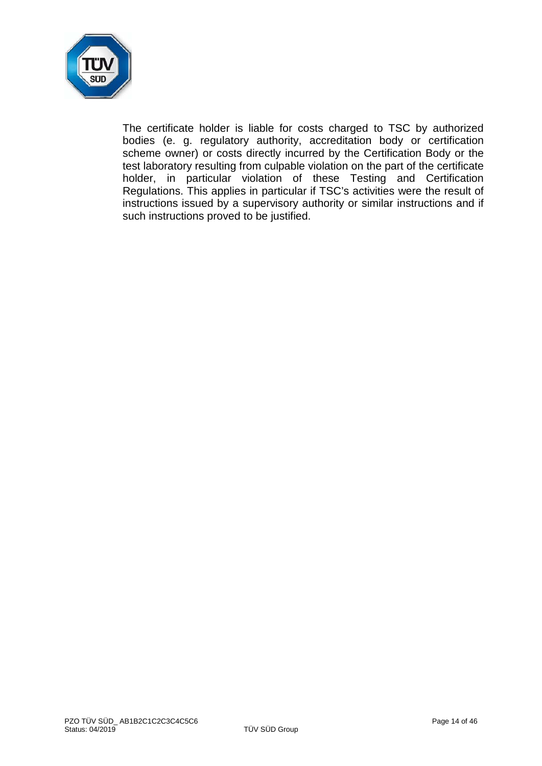The certificate holder is liable for costs charged to TSC by authorized bodies (e. g. regulatory authority, accreditation body or certification scheme owner) or costs directly incurred by the Certification Body or the test laboratory resulting from culpable violation on the part of the certificate holder, in particular violation of these Testing and Certification Regulations. This applies in particular if TSC's activities were the result of instructions issued by a supervisory authority or similar instructions and if such instructions proved to be justified.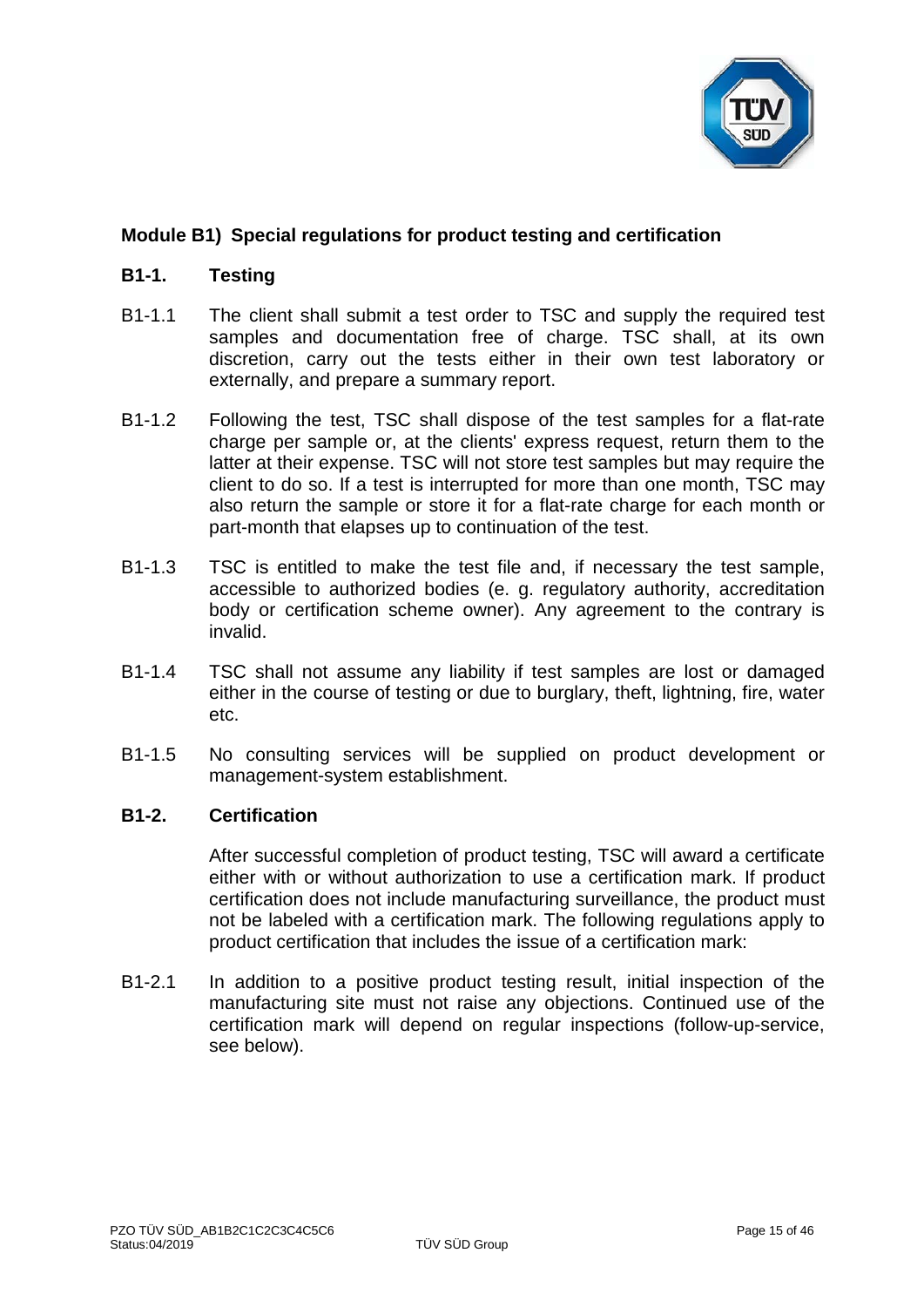## Module B1) Special regulations for product testing and certification

### B1-1. Testing

B1-1.1 The client shall submit a test order to TSC and supply the required test samples and documentation free of charge. TSC shall, at its own discretion, carry out the tests either in their own test laboratory or externally, and prepare a summary report.

B1-1.2 Following the test, TSC shall dispose of the test samples for a flat-rate charge per sample or, at the clients' express request, return them to the latter at their expense. TSC will not store test samples but may require the client to do so. If a test is interrupted for more than one month, TSC may also return the sample or store it for a flat-rate charge for each month or part-month that elapses up to continuation of the test.

B1-1.3 TSC is entitled to make the test file and, if necessary the test sample, accessible to authorized bodies (e. g. regulatory authority, accreditation body or certification scheme owner). Any agreement to the contrary is invalid.

B1-1.4 TSC shall not assume any liability if test samples are lost or damaged either in the course of testing or due to burglary, theft, lightning, fire, water etc.

B1-1.5 No consulting services will be supplied on product development or management-system establishment.

### B1-2. Certification

After successful completion of product testing, TSC will award a certificate either with or without authorization to use a certification mark. If product certification does not include manufacturing surveillance, the product must not be labeled with a certification mark. The following regulations apply to product certification that includes the issue of a certification mark:

B1-2.1 In addition to a positive product testing result, initial inspection of the manufacturing site must not raise any objections. Continued use of the certification mark will depend on regular inspections (follow-up-service, see below).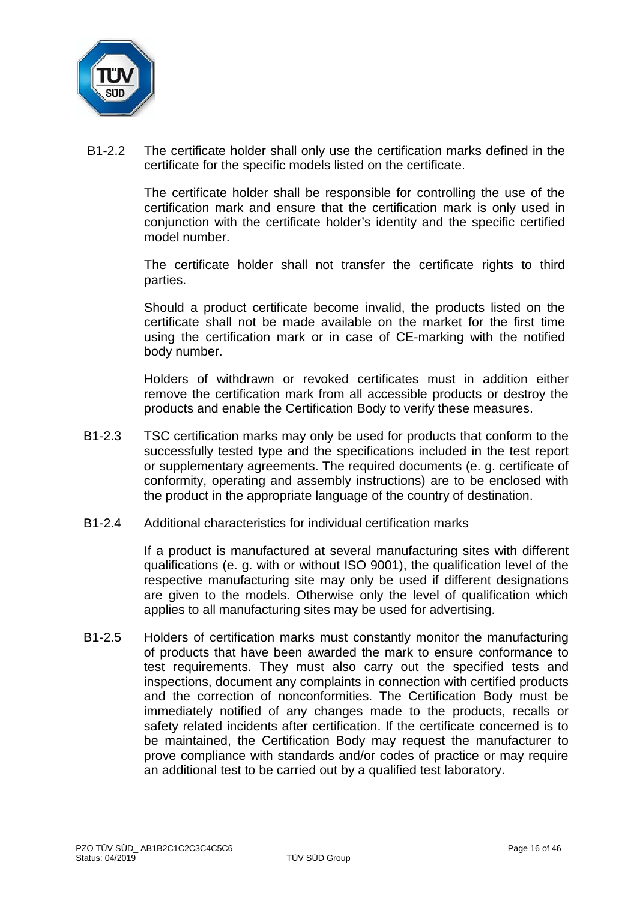B1-2.2 The certificate holder shall only use the certification marks defined in the certificate for the specific models listed on the certificate.

The certificate holder shall be responsible for controlling the use of the certification mark and ensure that the certification mark is only used in conjunction with the certificate holder's identity and the specific certified model number.

The certificate holder shall not transfer the certificate rights to third parties.

Should a product certificate become invalid, the products listed on the certificate shall not be made available on the market for the first time using the certification mark or in case of CE-marking with the notified body number.

Holders of withdrawn or revoked certificates must in addition either remove the certification mark from all accessible products or destroy the products and enable the Certification Body to verify these measures.

B1-2.3 TSC certification marks may only be used for products that conform to the successfully tested type and the specifications included in the test report or supplementary agreements. The required documents (e. g. certificate of conformity, operating and assembly instructions) are to be enclosed with the product in the appropriate language of the country of destination.

B1-2.4 Additional characteristics for individual certification marks

If a product is manufactured at several manufacturing sites with different qualifications (e. g. with or without ISO 9001), the qualification level of the respective manufacturing site may only be used if different designations are given to the models. Otherwise only the level of qualification which applies to all manufacturing sites may be used for advertising.

B1-2.5 Holders of certification marks must constantly monitor the manufacturing of products that have been awarded the mark to ensure conformance to test requirements. They must also carry out the specified tests and inspections, document any complaints in connection with certified products and the correction of nonconformities. The Certification Body must be immediately notified of any changes made to the products, recalls or safety related incidents after certification. If the certificate concerned is to be maintained, the Certification Body may request the manufacturer to prove compliance with standards and/or codes of practice or may require an additional test to be carried out by a qualified test laboratory.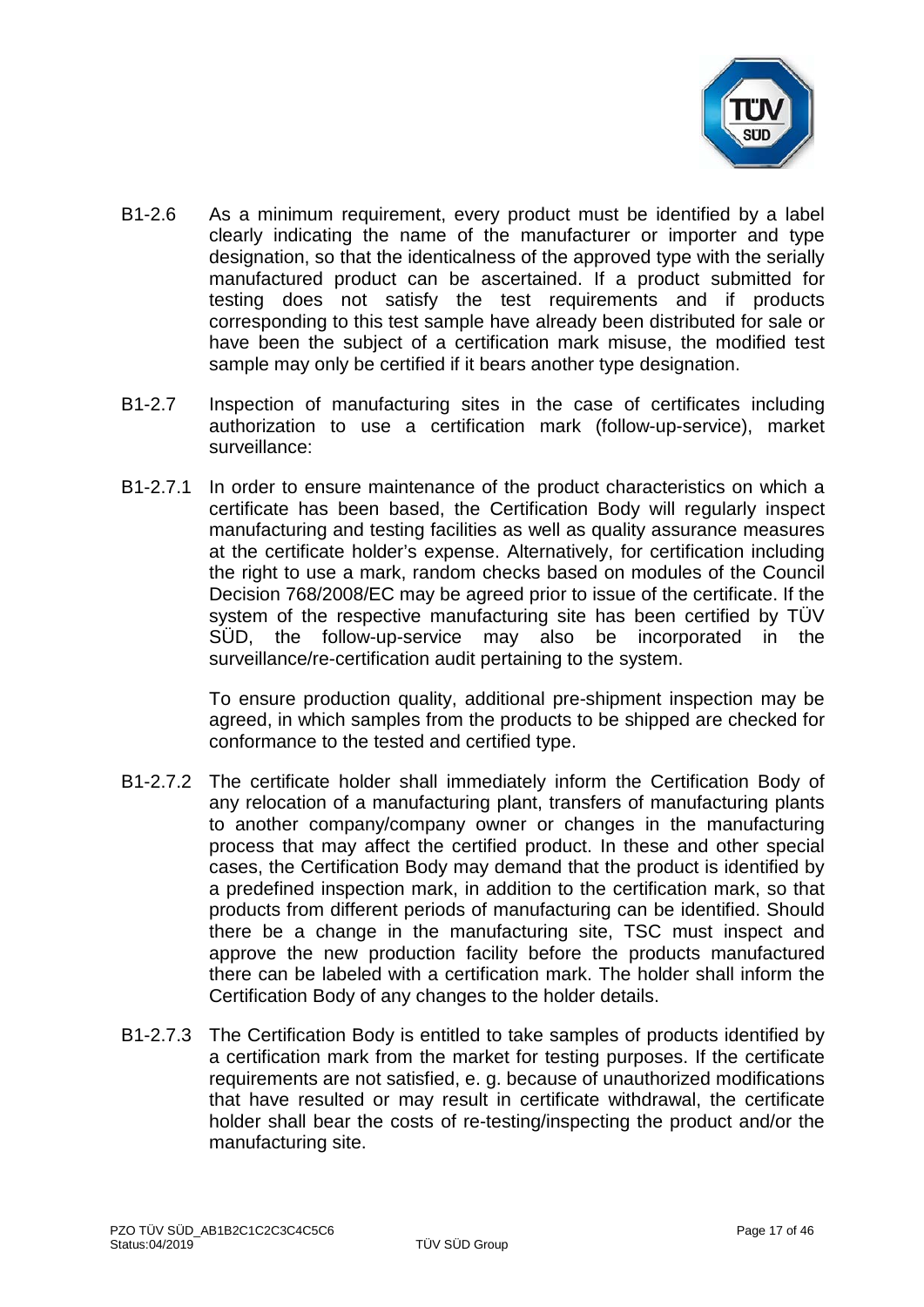B1-2.6 As a minimum requirement, every product must be identified by a label clearly indicating the name of the manufacturer or importer and type designation, so that the identicalness of the approved type with the serially manufactured product can be ascertained. If a product submitted for testing does not satisfy the test requirements and if products corresponding to this test sample have already been distributed for sale or have been the subject of a certification mark misuse, the modified test sample may only be certified if it bears another type designation.

B1-2.7 Inspection of manufacturing sites in the case of certificates including authorization to use a certification mark (follow-up-service), market surveillance:

B1-2.7.1 In order to ensure maintenance of the product characteristics on which a certificate has been based, the Certification Body will regularly inspect manufacturing and testing facilities as well as quality assurance measures at the certificate holder's expense. Alternatively, for certification including the right to use a mark, random checks based on modules of the Council Decision 768/2008/EC may be agreed prior to issue of the certificate. If the system of the respective manufacturing site has been certified by TÜV SÜD, the follow-up-service may also be incorporated in the surveillance/re-certification audit pertaining to the system.

To ensure production quality, additional pre-shipment inspection may be agreed, in which samples from the products to be shipped are checked for conformance to the tested and certified type.

B1-2.7.2 The certificate holder shall immediately inform the Certification Body of any relocation of a manufacturing plant, transfers of manufacturing plants to another company/company owner or changes in the manufacturing process that may affect the certified product. In these and other special cases, the Certification Body may demand that the product is identified by a predefined inspection mark, in addition to the certification mark, so that products from different periods of manufacturing can be identified. Should there be a change in the manufacturing site, TSC must inspect and approve the new production facility before the products manufactured there can be labeled with a certification mark. The holder shall inform the Certification Body of any changes to the holder details.

B1-2.7.3 The Certification Body is entitled to take samples of products identified by a certification mark from the market for testing purposes. If the certificate requirements are not satisfied, e. g. because of unauthorized modifications that have resulted or may result in certificate withdrawal, the certificate holder shall bear the costs of re-testing/inspecting the product and/or the manufacturing site.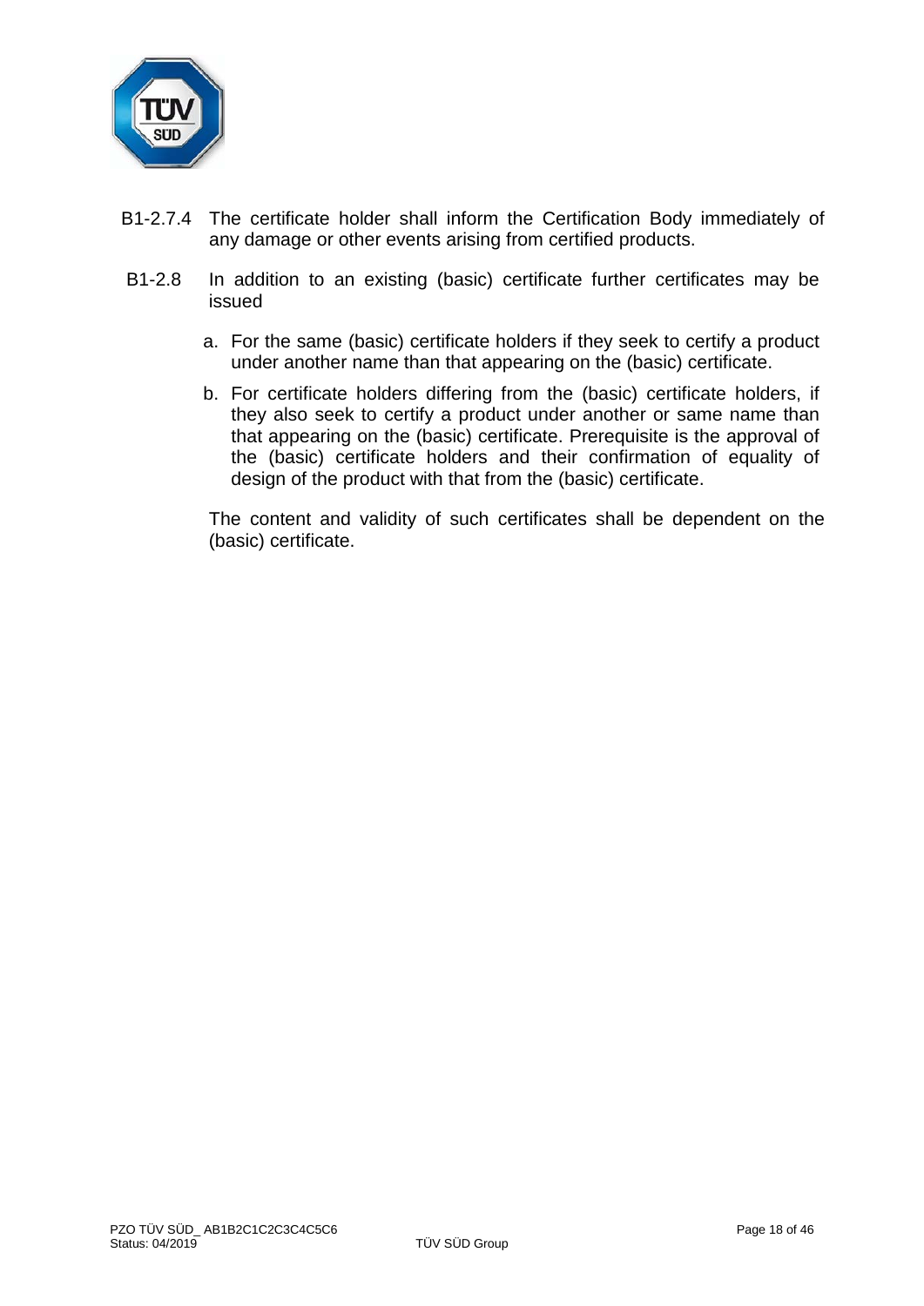B1-2.7.4 The certificate holder shall inform the Certification Body immediately of any damage or other events arising from certified products.

B1-2.8 In addition to an existing (basic) certificate further certificates may be issued

a. For the same (basic) certificate holders if they seek to certify a product under another name than that appearing on the (basic) certificate.

b. For certificate holders differing from the (basic) certificate holders, if they also seek to certify a product under another or same name than that appearing on the (basic) certificate. Prerequisite is the approval of the (basic) certificate holders and their confirmation of equality of design of the product with that from the (basic) certificate.

The content and validity of such certificates shall be dependent on the (basic) certificate.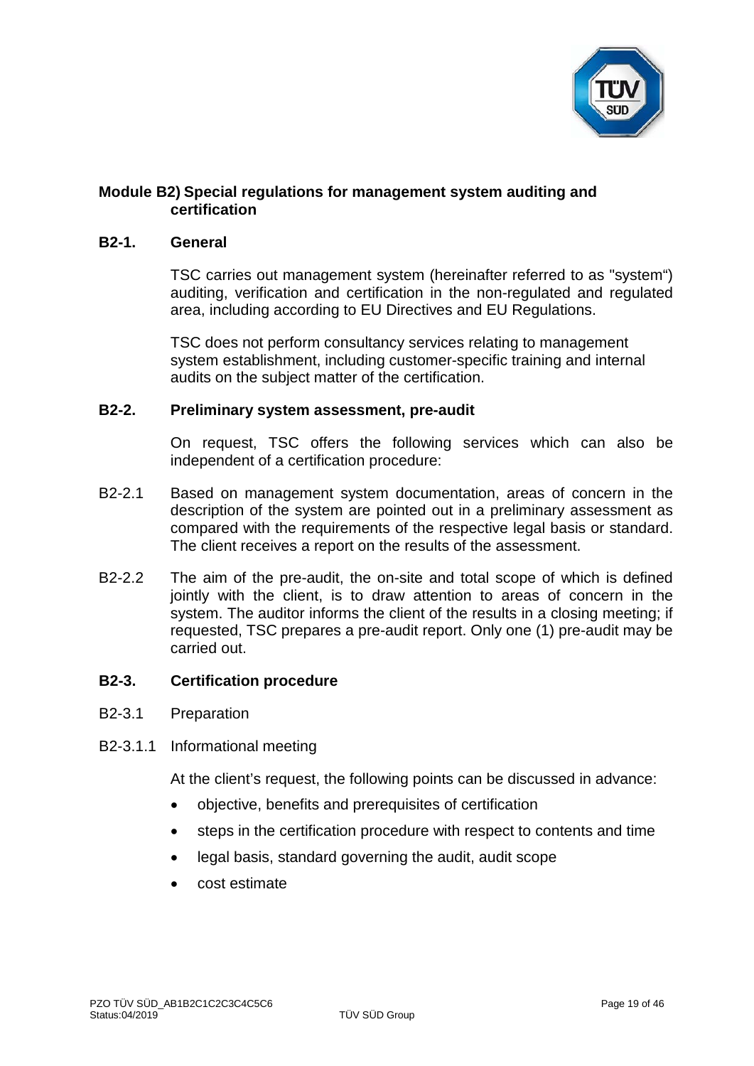## Module B2) Special regulations for management system auditing and certification

### B2-1. General

TSC carries out management system (hereinafter referred to as "system") auditing, verification and certification in the non-regulated and regulated area, including according to EU Directives and EU Regulations.

TSC does not perform consultancy services relating to management system establishment, including customer-specific training and internal audits on the subject matter of the certification.

### B2-2. Preliminary system assessment, pre-audit

On request, TSC offers the following services which can also be independent of a certification procedure:

B2-2.1 Based on management system documentation, areas of concern in the description of the system are pointed out in a preliminary assessment as compared with the requirements of the respective legal basis or standard. The client receives a report on the results of the assessment.

B2-2.2 The aim of the pre-audit, the on-site and total scope of which is defined jointly with the client, is to draw attention to areas of concern in the system. The auditor informs the client of the results in a closing meeting; if requested, TSC prepares a pre-audit report. Only one (1) pre-audit may be carried out.

### B2-3. Certification procedure

B2-3.1 Preparation

B2-3.1.1 Informational meeting

At the client's request, the following points can be discussed in advance:

- objective, benefits and prerequisites of certification
- steps in the certification procedure with respect to contents and time
- legal basis, standard governing the audit, audit scope
- cost estimate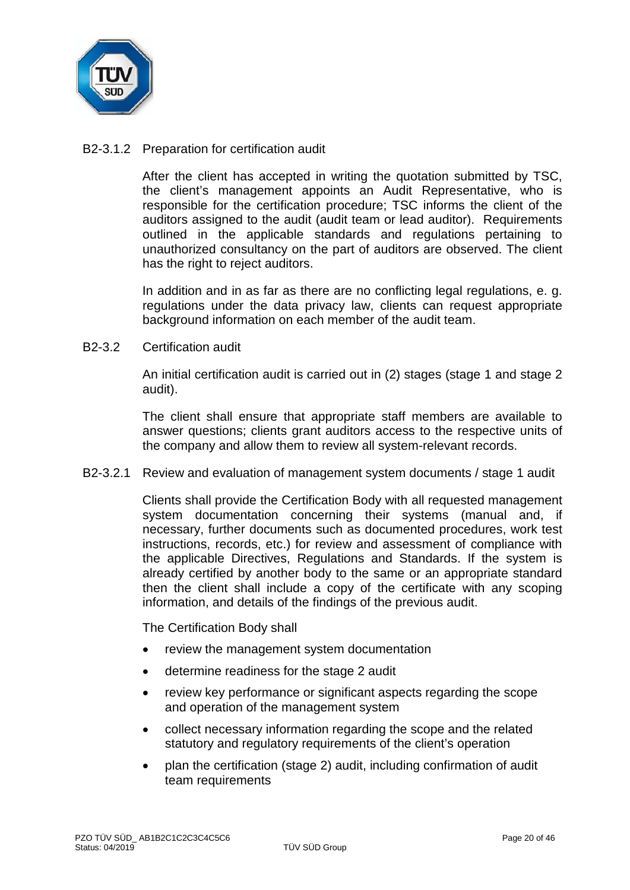### B2-3.1.2 Preparation for certification audit

After the client has accepted in writing the quotation submitted by TSC, the client's management appoints an Audit Representative, who is responsible for the certification procedure; TSC informs the client of the auditors assigned to the audit (audit team or lead auditor). Requirements outlined in the applicable standards and regulations pertaining to unauthorized consultancy on the part of auditors are observed. The client has the right to reject auditors.

In addition and in as far as there are no conflicting legal regulations, e. g. regulations under the data privacy law, clients can request appropriate background information on each member of the audit team.

## B2-3.2 Certification audit

An initial certification audit is carried out in (2) stages (stage 1 and stage 2 audit).

The client shall ensure that appropriate staff members are available to answer questions; clients grant auditors access to the respective units of the company and allow them to review all system-relevant records.

### B2-3.2.1 Review and evaluation of management system documents / stage 1 audit

Clients shall provide the Certification Body with all requested management system documentation concerning their systems (manual and, if necessary, further documents such as documented procedures, work test instructions, records, etc.) for review and assessment of compliance with the applicable Directives, Regulations and Standards. If the system is already certified by another body to the same or an appropriate standard then the client shall include a copy of the certificate with any scoping information, and details of the findings of the previous audit.

The Certification Body shall

- review the management system documentation
- determine readiness for the stage 2 audit
- review key performance or significant aspects regarding the scope and operation of the management system
- collect necessary information regarding the scope and the related statutory and regulatory requirements of the client's operation
- plan the certification (stage 2) audit, including confirmation of audit team requirements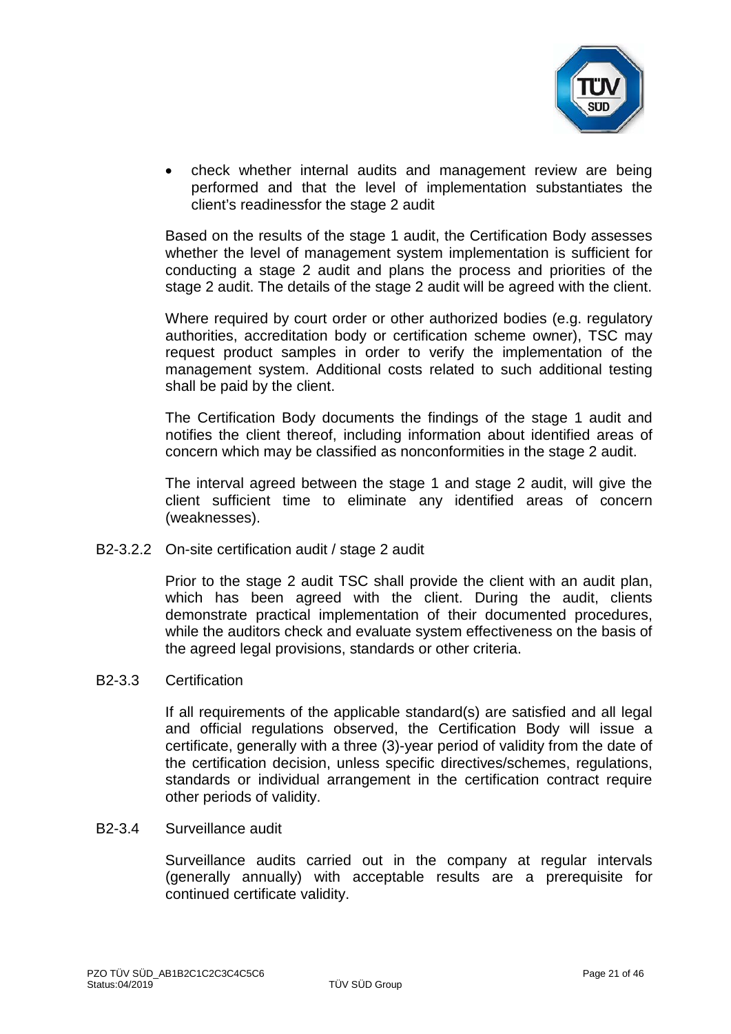- check whether internal audits and management review are being performed and that the level of implementation substantiates the client's readinessfor the stage 2 audit

Based on the results of the stage 1 audit, the Certification Body assesses whether the level of management system implementation is sufficient for conducting a stage 2 audit and plans the process and priorities of the stage 2 audit. The details of the stage 2 audit will be agreed with the client.

Where required by court order or other authorized bodies (e.g. regulatory authorities, accreditation body or certification scheme owner), TSC may request product samples in order to verify the implementation of the management system. Additional costs related to such additional testing shall be paid by the client.

The Certification Body documents the findings of the stage 1 audit and notifies the client thereof, including information about identified areas of concern which may be classified as nonconformities in the stage 2 audit.

The interval agreed between the stage 1 and stage 2 audit, will give the client sufficient time to eliminate any identified areas of concern (weaknesses).

#### B2-3.2.2 On-site certification audit / stage 2 audit

Prior to the stage 2 audit TSC shall provide the client with an audit plan, which has been agreed with the client. During the audit, clients demonstrate practical implementation of their documented procedures, while the auditors check and evaluate system effectiveness on the basis of the agreed legal provisions, standards or other criteria.

### B2-3.3 Certification

If all requirements of the applicable standard(s) are satisfied and all legal and official regulations observed, the Certification Body will issue a certificate, generally with a three (3)-year period of validity from the date of the certification decision, unless specific directives/schemes, regulations, standards or individual arrangement in the certification contract require other periods of validity.

### B2-3.4 Surveillance audit

Surveillance audits carried out in the company at regular intervals (generally annually) with acceptable results are a prerequisite for continued certificate validity.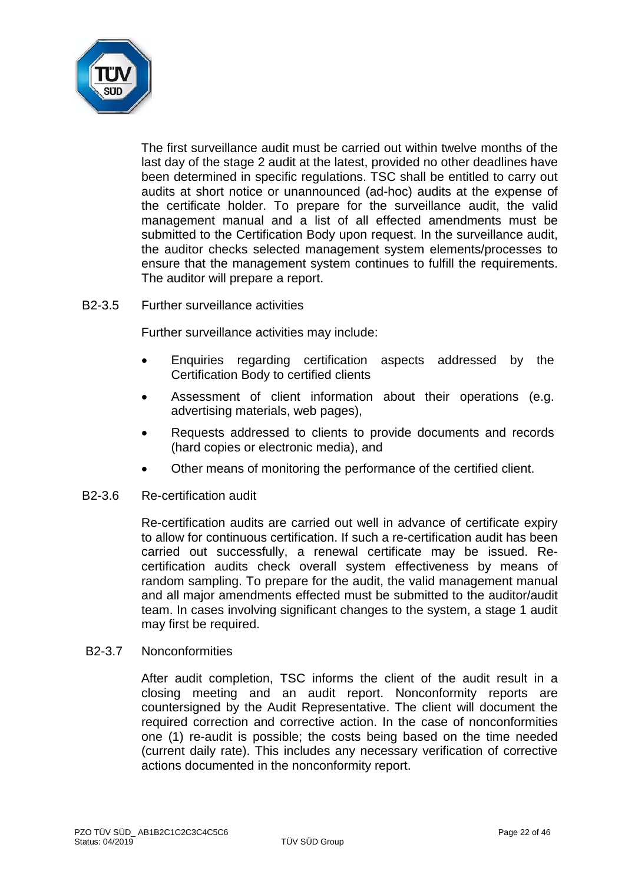The first surveillance audit must be carried out within twelve months of the last day of the stage 2 audit at the latest, provided no other deadlines have been determined in specific regulations. TSC shall be entitled to carry out audits at short notice or unannounced (ad-hoc) audits at the expense of the certificate holder. To prepare for the surveillance audit, the valid management manual and a list of all effected amendments must be submitted to the Certification Body upon request. In the surveillance audit, the auditor checks selected management system elements/processes to ensure that the management system continues to fulfill the requirements. The auditor will prepare a report.

### B2-3.5 Further surveillance activities

Further surveillance activities may include:

- Enquiries regarding certification aspects addressed by the Certification Body to certified clients
- Assessment of client information about their operations (e.g. advertising materials, web pages),
- Requests addressed to clients to provide documents and records (hard copies or electronic media), and
- Other means of monitoring the performance of the certified client.

### B2-3.6 Re-certification audit

Re-certification audits are carried out well in advance of certificate expiry to allow for continuous certification. If such a re-certification audit has been carried out successfully, a renewal certificate may be issued. Re-certification audits check overall system effectiveness by means of random sampling. To prepare for the audit, the valid management manual and all major amendments effected must be submitted to the auditor/audit team. In cases involving significant changes to the system, a stage 1 audit may first be required.

### B2-3.7 Nonconformities

After audit completion, TSC informs the client of the audit result in a closing meeting and an audit report. Nonconformity reports are countersigned by the Audit Representative. The client will document the required correction and corrective action. In the case of nonconformities one (1) re-audit is possible; the costs being based on the time needed (current daily rate). This includes any necessary verification of corrective actions documented in the nonconformity report.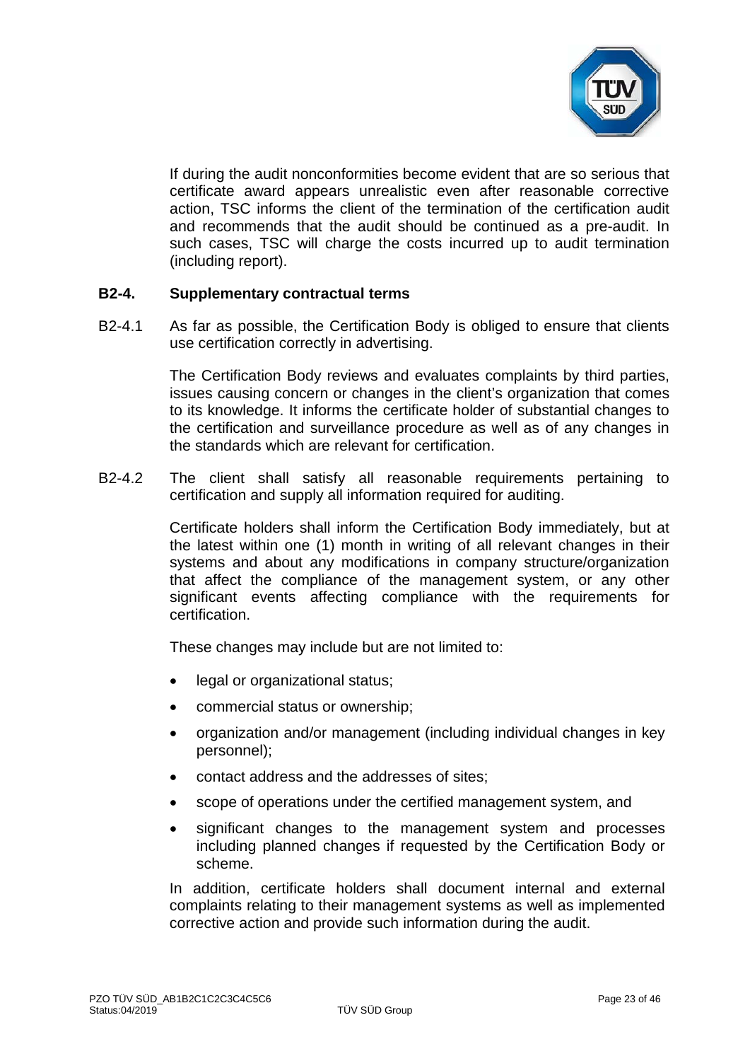If during the audit nonconformities become evident that are so serious that certificate award appears unrealistic even after reasonable corrective action, TSC informs the client of the termination of the certification audit and recommends that the audit should be continued as a pre-audit. In such cases, TSC will charge the costs incurred up to audit termination (including report).

## B2-4. Supplementary contractual terms

B2-4.1 As far as possible, the Certification Body is obliged to ensure that clients use certification correctly in advertising.

The Certification Body reviews and evaluates complaints by third parties, issues causing concern or changes in the client's organization that comes to its knowledge. It informs the certificate holder of substantial changes to the certification and surveillance procedure as well as of any changes in the standards which are relevant for certification.

B2-4.2 The client shall satisfy all reasonable requirements pertaining to certification and supply all information required for auditing.

Certificate holders shall inform the Certification Body immediately, but at the latest within one (1) month in writing of all relevant changes in their systems and about any modifications in company structure/organization that affect the compliance of the management system, or any other significant events affecting compliance with the requirements for certification.

These changes may include but are not limited to:

- legal or organizational status;
- commercial status or ownership;
- organization and/or management (including individual changes in key personnel);
- contact address and the addresses of sites;
- scope of operations under the certified management system, and
- significant changes to the management system and processes including planned changes if requested by the Certification Body or scheme.

In addition, certificate holders shall document internal and external complaints relating to their management systems as well as implemented corrective action and provide such information during the audit.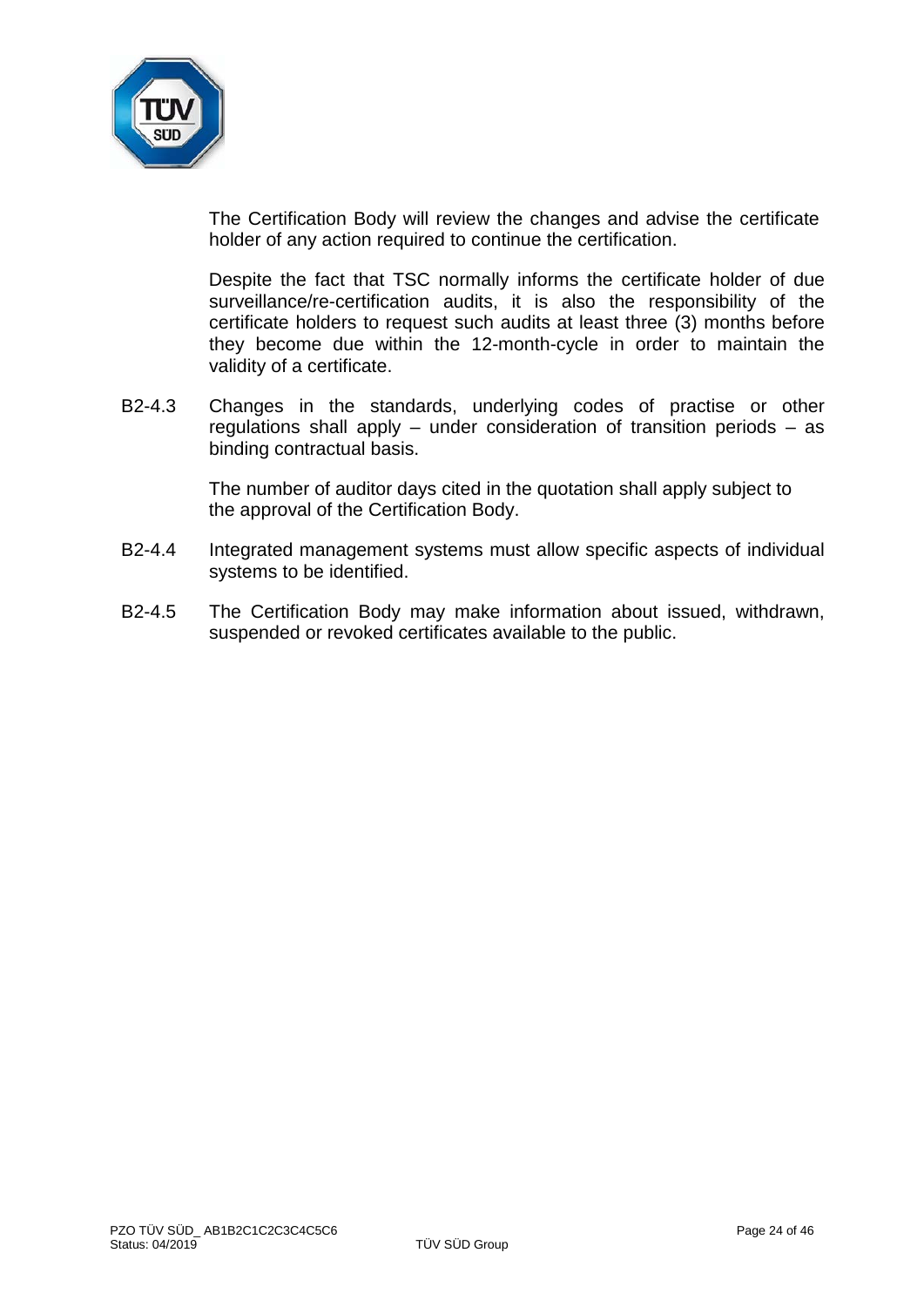The Certification Body will review the changes and advise the certificate holder of any action required to continue the certification.

Despite the fact that TSC normally informs the certificate holder of due surveillance/re-certification audits, it is also the responsibility of the certificate holders to request such audits at least three (3) months before they become due within the 12-month-cycle in order to maintain the validity of a certificate.

B2-4.3 Changes in the standards, underlying codes of practise or other regulations shall apply – under consideration of transition periods – as binding contractual basis.

The number of auditor days cited in the quotation shall apply subject to the approval of the Certification Body.

B2-4.4 Integrated management systems must allow specific aspects of individual systems to be identified.

B2-4.5 The Certification Body may make information about issued, withdrawn, suspended or revoked certificates available to the public.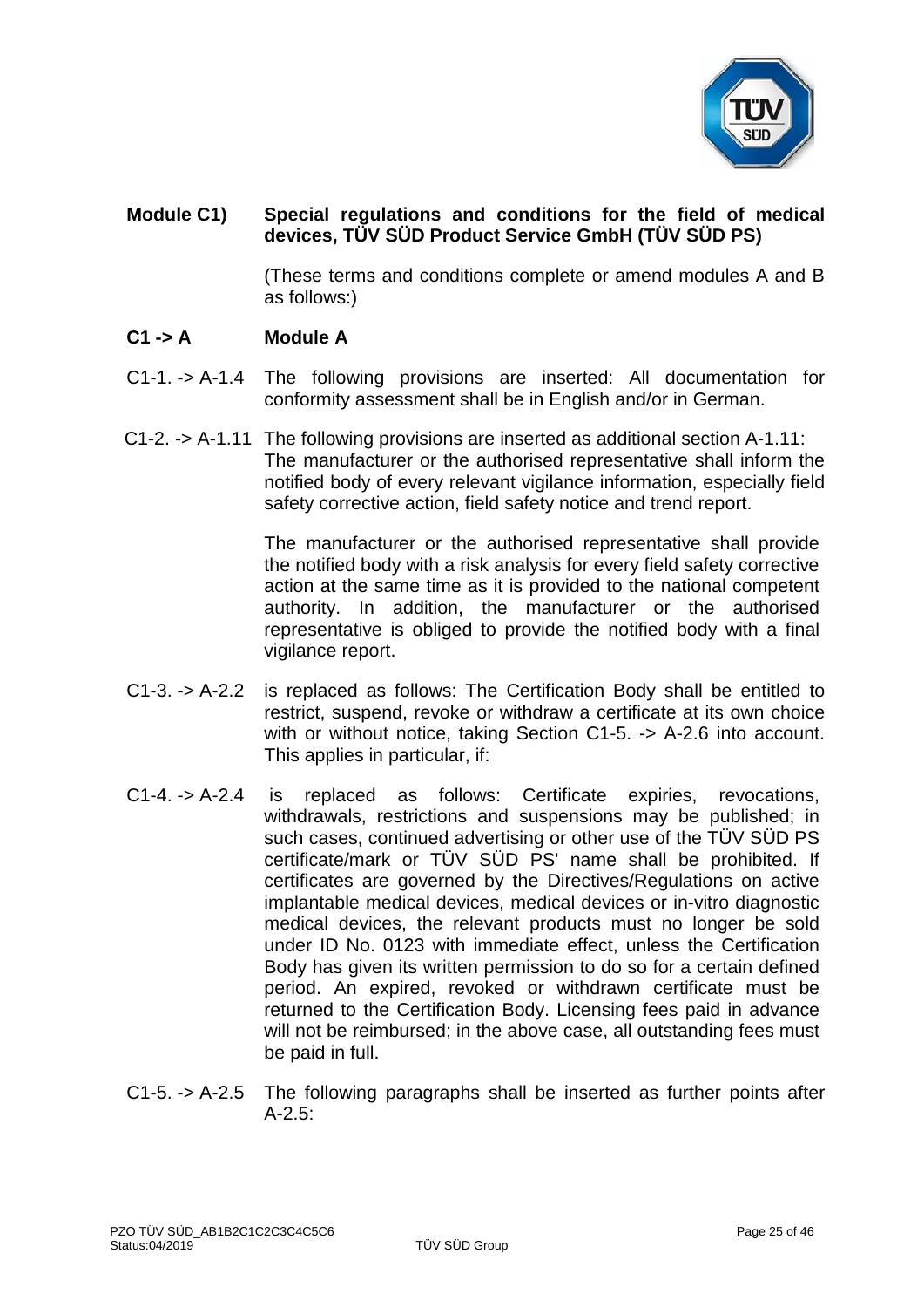## Module C1) Special regulations and conditions for the field of medical devices, TÜV SÜD Product Service GmbH (TÜV SÜD PS)

(These terms and conditions complete or amend modules A and B as follows:)

### C1 -> A Module A

C1-1. -> A-1.4 The following provisions are inserted: All documentation for conformity assessment shall be in English and/or in German.

C1-2. -> A-1.11 The following provisions are inserted as additional section A-1.11: The manufacturer or the authorised representative shall inform the notified body of every relevant vigilance information, especially field safety corrective action, field safety notice and trend report.

The manufacturer or the authorised representative shall provide the notified body with a risk analysis for every field safety corrective action at the same time as it is provided to the national competent authority. In addition, the manufacturer or the authorised representative is obliged to provide the notified body with a final vigilance report.

C1-3. -> A-2.2 is replaced as follows: The Certification Body shall be entitled to restrict, suspend, revoke or withdraw a certificate at its own choice with or without notice, taking Section C1-5. -> A-2.6 into account. This applies in particular, if:

C1-4. -> A-2.4 is replaced as follows: Certificate expiries, revocations, withdrawals, restrictions and suspensions may be published; in such cases, continued advertising or other use of the TÜV SÜD PS certificate/mark or TÜV SÜD PS' name shall be prohibited. If certificates are governed by the Directives/Regulations on active implantable medical devices, medical devices or in-vitro diagnostic medical devices, the relevant products must no longer be sold under ID No. 0123 with immediate effect, unless the Certification Body has given its written permission to do so for a certain defined period. An expired, revoked or withdrawn certificate must be returned to the Certification Body. Licensing fees paid in advance will not be reimbursed; in the above case, all outstanding fees must be paid in full.

C1-5. -> A-2.5 The following paragraphs shall be inserted as further points after A-2.5: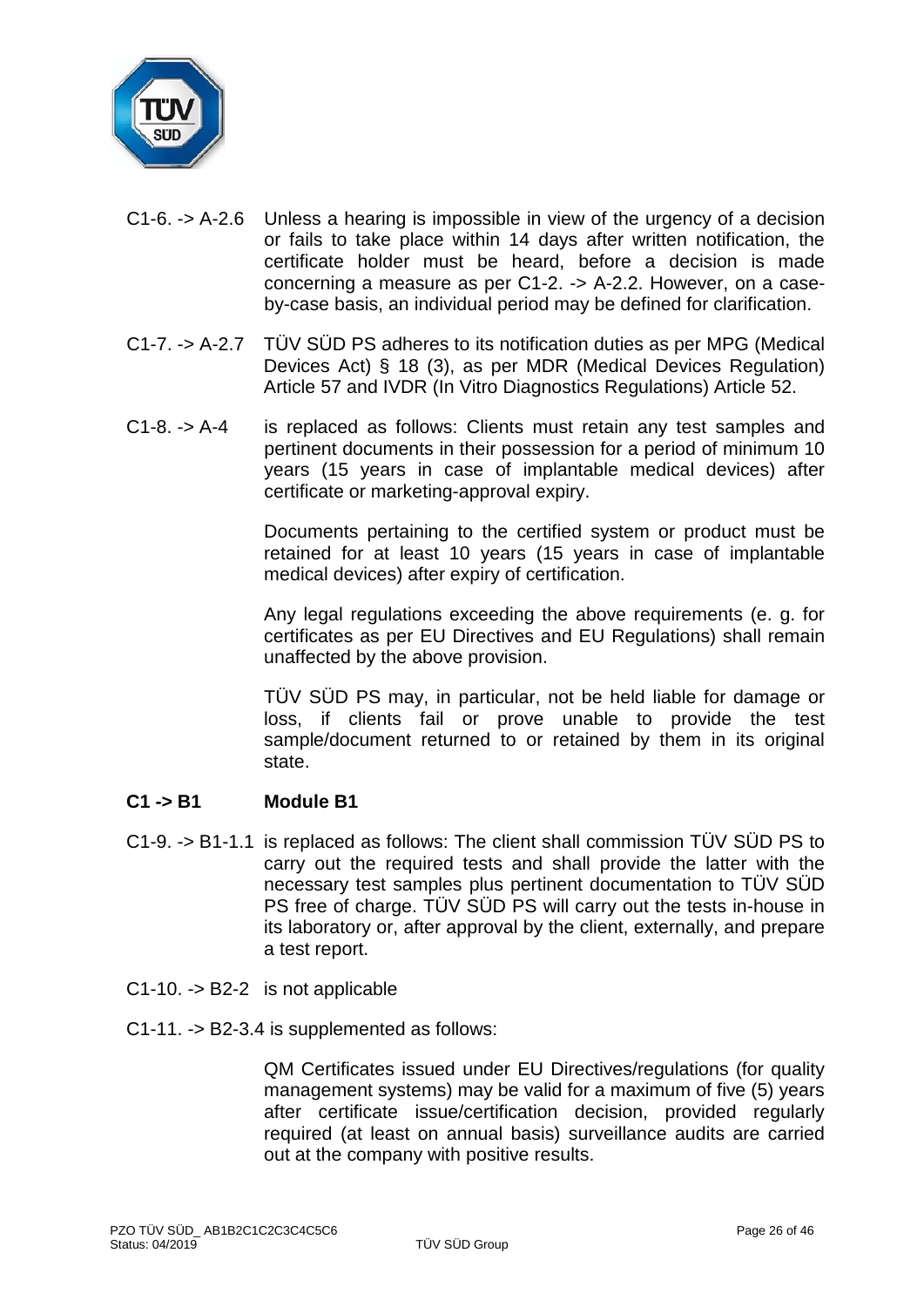C1-6. -> A-2.6 Unless a hearing is impossible in view of the urgency of a decision or fails to take place within 14 days after written notification, the certificate holder must be heard, before a decision is made concerning a measure as per C1-2. -> A-2.2. However, on a case-by-case basis, an individual period may be defined for clarification.

C1-7. -> A-2.7 TÜV SÜD PS adheres to its notification duties as per MPG (Medical Devices Act) § 18 (3), as per MDR (Medical Devices Regulation) Article 57 and IVDR (In Vitro Diagnostics Regulations) Article 52.

C1-8. -> A-4 is replaced as follows: Clients must retain any test samples and pertinent documents in their possession for a period of minimum 10 years (15 years in case of implantable medical devices) after certificate or marketing-approval expiry.

Documents pertaining to the certified system or product must be retained for at least 10 years (15 years in case of implantable medical devices) after expiry of certification.

Any legal regulations exceeding the above requirements (e. g. for certificates as per EU Directives and EU Regulations) shall remain unaffected by the above provision.

TÜV SÜD PS may, in particular, not be held liable for damage or loss, if clients fail or prove unable to provide the test sample/document returned to or retained by them in its original state.

**C1 -> B1 Module B1**

C1-9. -> B1-1.1 is replaced as follows: The client shall commission TÜV SÜD PS to carry out the required tests and shall provide the latter with the necessary test samples plus pertinent documentation to TÜV SÜD PS free of charge. TÜV SÜD PS will carry out the tests in-house in its laboratory or, after approval by the client, externally, and prepare a test report.

C1-10. -> B2-2 is not applicable

C1-11. -> B2-3.4 is supplemented as follows:

QM Certificates issued under EU Directives/regulations (for quality management systems) may be valid for a maximum of five (5) years after certificate issue/certification decision, provided regularly required (at least on annual basis) surveillance audits are carried out at the company with positive results.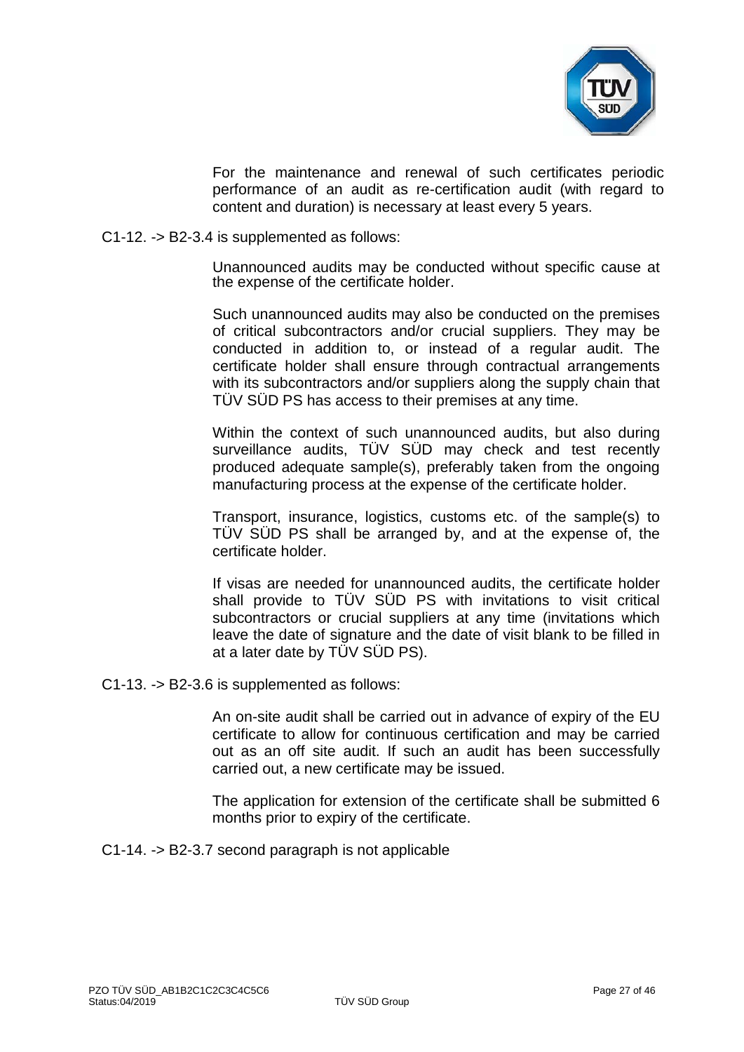For the maintenance and renewal of such certificates periodic performance of an audit as re-certification audit (with regard to content and duration) is necessary at least every 5 years.

C1-12. -> B2-3.4 is supplemented as follows:

Unannounced audits may be conducted without specific cause at the expense of the certificate holder.

Such unannounced audits may also be conducted on the premises of critical subcontractors and/or crucial suppliers. They may be conducted in addition to, or instead of a regular audit. The certificate holder shall ensure through contractual arrangements with its subcontractors and/or suppliers along the supply chain that TÜV SÜD PS has access to their premises at any time.

Within the context of such unannounced audits, but also during surveillance audits, TÜV SÜD may check and test recently produced adequate sample(s), preferably taken from the ongoing manufacturing process at the expense of the certificate holder.

Transport, insurance, logistics, customs etc. of the sample(s) to TÜV SÜD PS shall be arranged by, and at the expense of, the certificate holder.

If visas are needed for unannounced audits, the certificate holder shall provide to TÜV SÜD PS with invitations to visit critical subcontractors or crucial suppliers at any time (invitations which leave the date of signature and the date of visit blank to be filled in at a later date by TÜV SÜD PS).

C1-13. -> B2-3.6 is supplemented as follows:

An on-site audit shall be carried out in advance of expiry of the EU certificate to allow for continuous certification and may be carried out as an off site audit. If such an audit has been successfully carried out, a new certificate may be issued.

The application for extension of the certificate shall be submitted 6 months prior to expiry of the certificate.

C1-14. -> B2-3.7 second paragraph is not applicable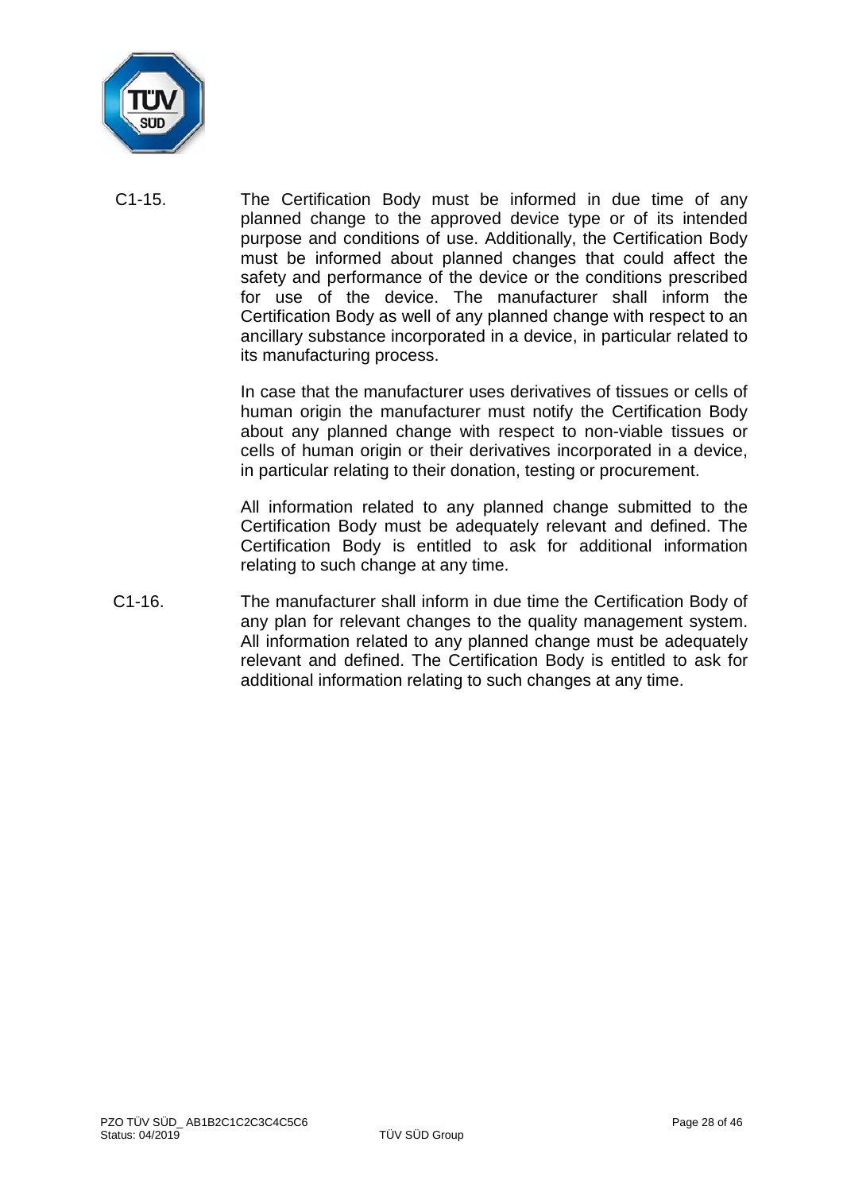C1-15. The Certification Body must be informed in due time of any planned change to the approved device type or of its intended purpose and conditions of use. Additionally, the Certification Body must be informed about planned changes that could affect the safety and performance of the device or the conditions prescribed for use of the device. The manufacturer shall inform the Certification Body as well of any planned change with respect to an ancillary substance incorporated in a device, in particular related to its manufacturing process.

In case that the manufacturer uses derivatives of tissues or cells of human origin the manufacturer must notify the Certification Body about any planned change with respect to non-viable tissues or cells of human origin or their derivatives incorporated in a device, in particular relating to their donation, testing or procurement.

All information related to any planned change submitted to the Certification Body must be adequately relevant and defined. The Certification Body is entitled to ask for additional information relating to such change at any time.

C1-16. The manufacturer shall inform in due time the Certification Body of any plan for relevant changes to the quality management system. All information related to any planned change must be adequately relevant and defined. The Certification Body is entitled to ask for additional information relating to such changes at any time.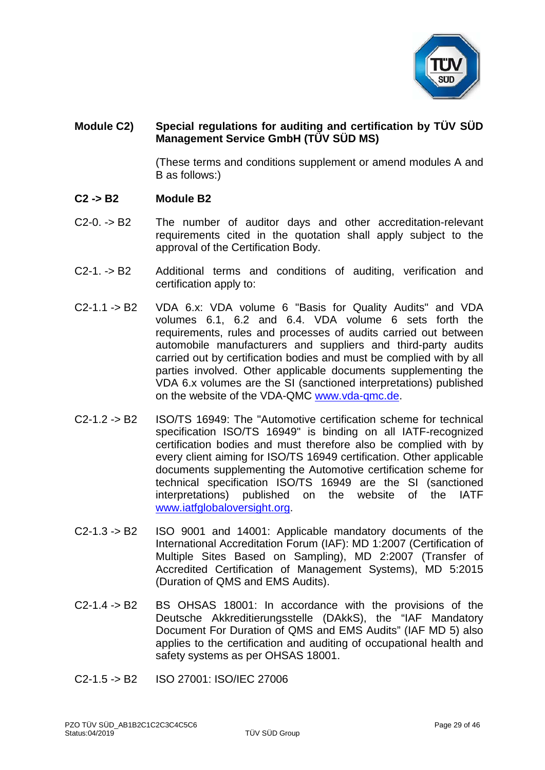## Module C2) Special regulations for auditing and certification by TÜV SÜD Management Service GmbH (TÜV SÜD MS)

(These terms and conditions supplement or amend modules A and B as follows:)

### C2 -> B2 Module B2

C2-0. -> B2 The number of auditor days and other accreditation-relevant requirements cited in the quotation shall apply subject to the approval of the Certification Body.

C2-1. -> B2 Additional terms and conditions of auditing, verification and certification apply to:

C2-1.1 -> B2 VDA 6.x: VDA volume 6 "Basis for Quality Audits" and VDA volumes 6.1, 6.2 and 6.4. VDA volume 6 sets forth the requirements, rules and processes of audits carried out between automobile manufacturers and suppliers and third-party audits carried out by certification bodies and must be complied with by all parties involved. Other applicable documents supplementing the VDA 6.x volumes are the SI (sanctioned interpretations) published on the website of the VDA-QMC www.vda-qmc.de.

C2-1.2 -> B2 ISO/TS 16949: The "Automotive certification scheme for technical specification ISO/TS 16949" is binding on all IATF-recognized certification bodies and must therefore also be complied with by every client aiming for ISO/TS 16949 certification. Other applicable documents supplementing the Automotive certification scheme for technical specification ISO/TS 16949 are the SI (sanctioned interpretations) published on the website of the IATF www.iatfglobaloversight.org.

C2-1.3 -> B2 ISO 9001 and 14001: Applicable mandatory documents of the International Accreditation Forum (IAF): MD 1:2007 (Certification of Multiple Sites Based on Sampling), MD 2:2007 (Transfer of Accredited Certification of Management Systems), MD 5:2015 (Duration of QMS and EMS Audits).

C2-1.4 -> B2 BS OHSAS 18001: In accordance with the provisions of the Deutsche Akkreditierungsstelle (DAkkS), the "IAF Mandatory Document For Duration of QMS and EMS Audits" (IAF MD 5) also applies to the certification and auditing of occupational health and safety systems as per OHSAS 18001.

C2-1.5 -> B2 ISO 27001: ISO/IEC 27006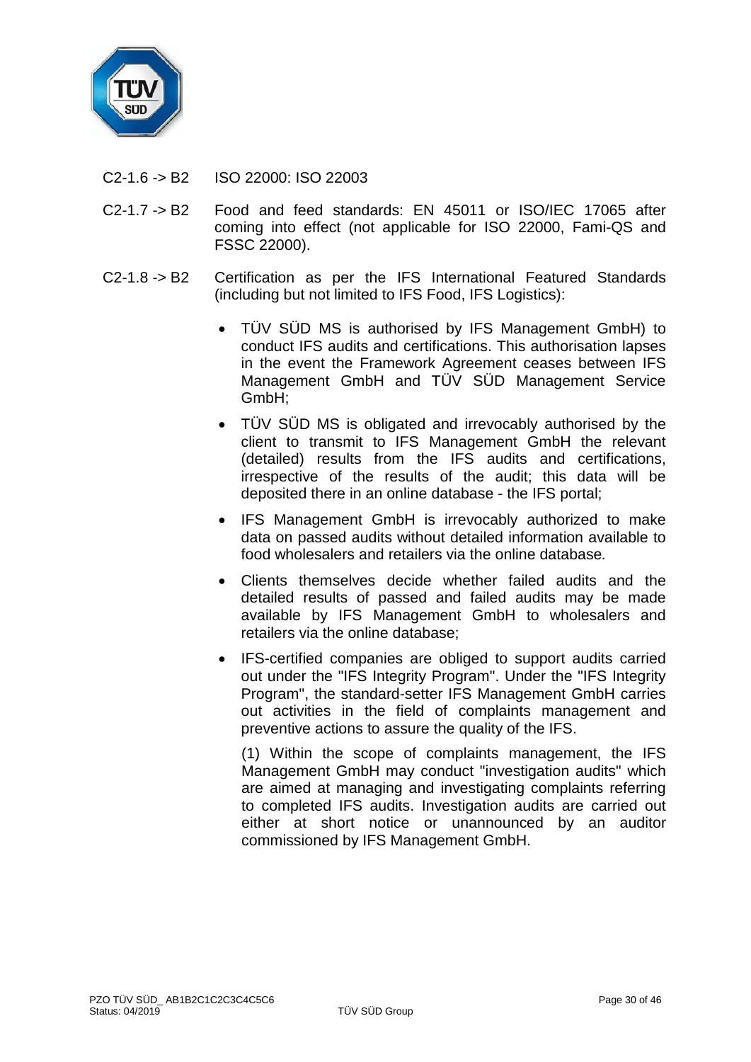C2-1.6 -> B2 ISO 22000: ISO 22003

C2-1.7 -> B2 Food and feed standards: EN 45011 or ISO/IEC 17065 after coming into effect (not applicable for ISO 22000, Fami-QS and FSSC 22000).

C2-1.8 -> B2 Certification as per the IFS International Featured Standards (including but not limited to IFS Food, IFS Logistics):

- TÜV SÜD MS is authorised by IFS Management GmbH) to conduct IFS audits and certifications. This authorisation lapses in the event the Framework Agreement ceases between IFS Management GmbH and TÜV SÜD Management Service GmbH;
- TÜV SÜD MS is obligated and irrevocably authorised by the client to transmit to IFS Management GmbH the relevant (detailed) results from the IFS audits and certifications, irrespective of the results of the audit; this data will be deposited there in an online database - the IFS portal;
- IFS Management GmbH is irrevocably authorized to make data on passed audits without detailed information available to food wholesalers and retailers via the online database.
- Clients themselves decide whether failed audits and the detailed results of passed and failed audits may be made available by IFS Management GmbH to wholesalers and retailers via the online database;
- IFS-certified companies are obliged to support audits carried out under the "IFS Integrity Program". Under the "IFS Integrity Program", the standard-setter IFS Management GmbH carries out activities in the field of complaints management and preventive actions to assure the quality of the IFS.

  (1) Within the scope of complaints management, the IFS Management GmbH may conduct "investigation audits" which are aimed at managing and investigating complaints referring to completed IFS audits. Investigation audits are carried out either at short notice or unannounced by an auditor commissioned by IFS Management GmbH.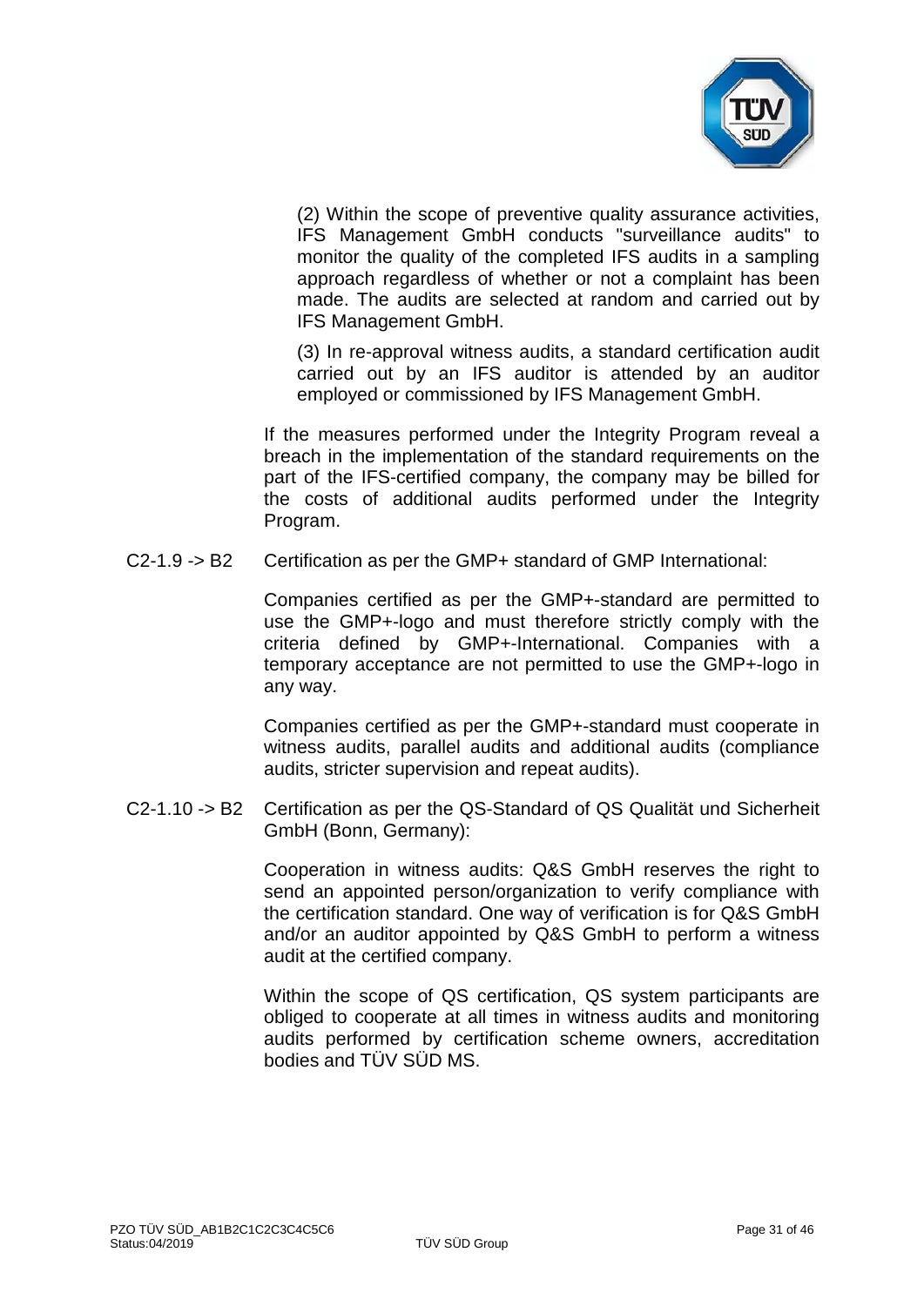(2) Within the scope of preventive quality assurance activities, IFS Management GmbH conducts "surveillance audits" to monitor the quality of the completed IFS audits in a sampling approach regardless of whether or not a complaint has been made. The audits are selected at random and carried out by IFS Management GmbH.

(3) In re-approval witness audits, a standard certification audit carried out by an IFS auditor is attended by an auditor employed or commissioned by IFS Management GmbH.

If the measures performed under the Integrity Program reveal a breach in the implementation of the standard requirements on the part of the IFS-certified company, the company may be billed for the costs of additional audits performed under the Integrity Program.

C2-1.9 -> B2 Certification as per the GMP+ standard of GMP International:

Companies certified as per the GMP+-standard are permitted to use the GMP+-logo and must therefore strictly comply with the criteria defined by GMP+-International. Companies with a temporary acceptance are not permitted to use the GMP+-logo in any way.

Companies certified as per the GMP+-standard must cooperate in witness audits, parallel audits and additional audits (compliance audits, stricter supervision and repeat audits).

C2-1.10 -> B2 Certification as per the QS-Standard of QS Qualität und Sicherheit GmbH (Bonn, Germany):

Cooperation in witness audits: Q&S GmbH reserves the right to send an appointed person/organization to verify compliance with the certification standard. One way of verification is for Q&S GmbH and/or an auditor appointed by Q&S GmbH to perform a witness audit at the certified company.

Within the scope of QS certification, QS system participants are obliged to cooperate at all times in witness audits and monitoring audits performed by certification scheme owners, accreditation bodies and TÜV SÜD MS.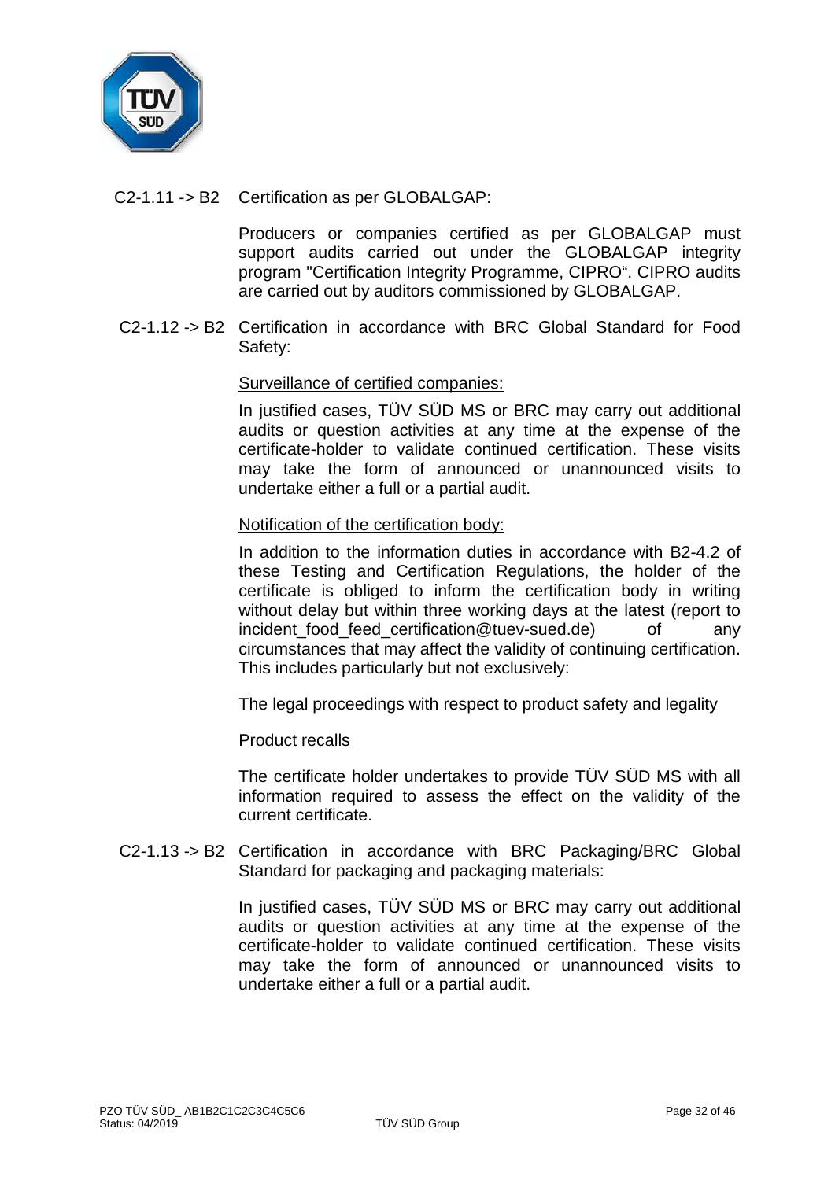C2-1.11 -> B2 Certification as per GLOBALGAP:

Producers or companies certified as per GLOBALGAP must support audits carried out under the GLOBALGAP integrity program "Certification Integrity Programme, CIPRO". CIPRO audits are carried out by auditors commissioned by GLOBALGAP.

C2-1.12 -> B2 Certification in accordance with BRC Global Standard for Food Safety:

Surveillance of certified companies:

In justified cases, TÜV SÜD MS or BRC may carry out additional audits or question activities at any time at the expense of the certificate-holder to validate continued certification. These visits may take the form of announced or unannounced visits to undertake either a full or a partial audit.

Notification of the certification body:

In addition to the information duties in accordance with B2-4.2 of these Testing and Certification Regulations, the holder of the certificate is obliged to inform the certification body in writing without delay but within three working days at the latest (report to incident_food_feed_certification@tuev-sued.de) of any circumstances that may affect the validity of continuing certification. This includes particularly but not exclusively:

The legal proceedings with respect to product safety and legality

Product recalls

The certificate holder undertakes to provide TÜV SÜD MS with all information required to assess the effect on the validity of the current certificate.

C2-1.13 -> B2 Certification in accordance with BRC Packaging/BRC Global Standard for packaging and packaging materials:

In justified cases, TÜV SÜD MS or BRC may carry out additional audits or question activities at any time at the expense of the certificate-holder to validate continued certification. These visits may take the form of announced or unannounced visits to undertake either a full or a partial audit.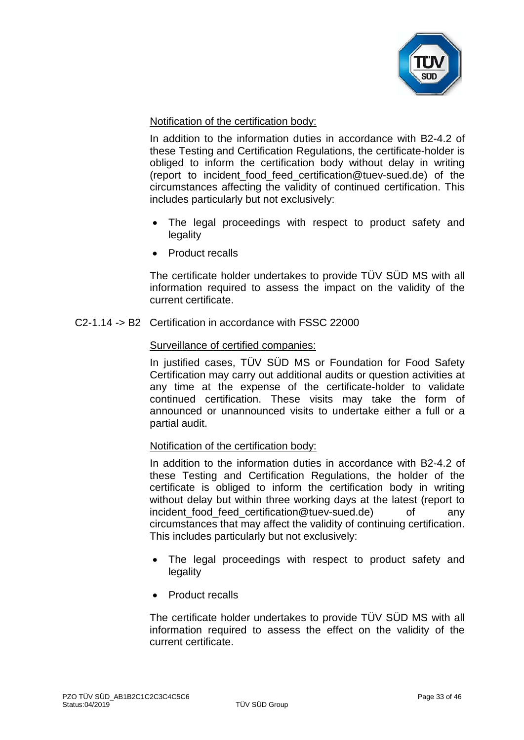Notification of the certification body:

In addition to the information duties in accordance with B2-4.2 of these Testing and Certification Regulations, the certificate-holder is obliged to inform the certification body without delay in writing (report to incident_food_feed_certification@tuev-sued.de) of the circumstances affecting the validity of continued certification. This includes particularly but not exclusively:

- The legal proceedings with respect to product safety and legality
- Product recalls

The certificate holder undertakes to provide TÜV SÜD MS with all information required to assess the impact on the validity of the current certificate.

C2-1.14 -> B2 Certification in accordance with FSSC 22000

Surveillance of certified companies:

In justified cases, TÜV SÜD MS or Foundation for Food Safety Certification may carry out additional audits or question activities at any time at the expense of the certificate-holder to validate continued certification. These visits may take the form of announced or unannounced visits to undertake either a full or a partial audit.

Notification of the certification body:

In addition to the information duties in accordance with B2-4.2 of these Testing and Certification Regulations, the holder of the certificate is obliged to inform the certification body in writing without delay but within three working days at the latest (report to incident_food_feed_certification@tuev-sued.de) of any circumstances that may affect the validity of continuing certification. This includes particularly but not exclusively:

- The legal proceedings with respect to product safety and legality
- Product recalls

The certificate holder undertakes to provide TÜV SÜD MS with all information required to assess the effect on the validity of the current certificate.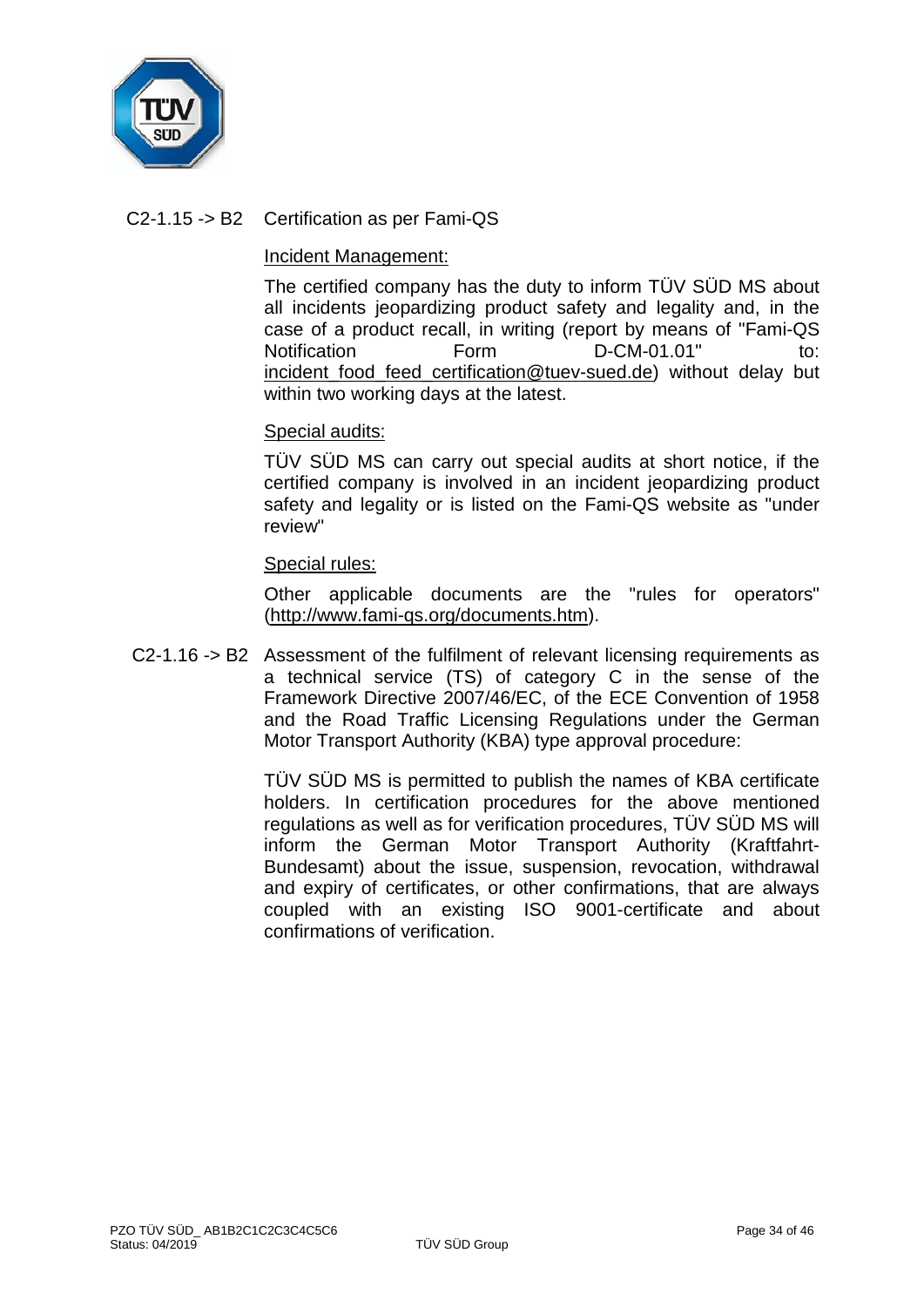C2-1.15 -> B2 Certification as per Fami-QS

Incident Management:

The certified company has the duty to inform TÜV SÜD MS about all incidents jeopardizing product safety and legality and, in the case of a product recall, in writing (report by means of "Fami-QS Notification Form D-CM-01.01" to: incident_food_feed_certification@tuev-sued.de) without delay but within two working days at the latest.

Special audits:

TÜV SÜD MS can carry out special audits at short notice, if the certified company is involved in an incident jeopardizing product safety and legality or is listed on the Fami-QS website as "under review"

Special rules:

Other applicable documents are the "rules for operators" (http://www.fami-qs.org/documents.htm).

C2-1.16 -> B2 Assessment of the fulfilment of relevant licensing requirements as a technical service (TS) of category C in the sense of the Framework Directive 2007/46/EC, of the ECE Convention of 1958 and the Road Traffic Licensing Regulations under the German Motor Transport Authority (KBA) type approval procedure:

TÜV SÜD MS is permitted to publish the names of KBA certificate holders. In certification procedures for the above mentioned regulations as well as for verification procedures, TÜV SÜD MS will inform the German Motor Transport Authority (Kraftfahrt-Bundesamt) about the issue, suspension, revocation, withdrawal and expiry of certificates, or other confirmations, that are always coupled with an existing ISO 9001-certificate and about confirmations of verification.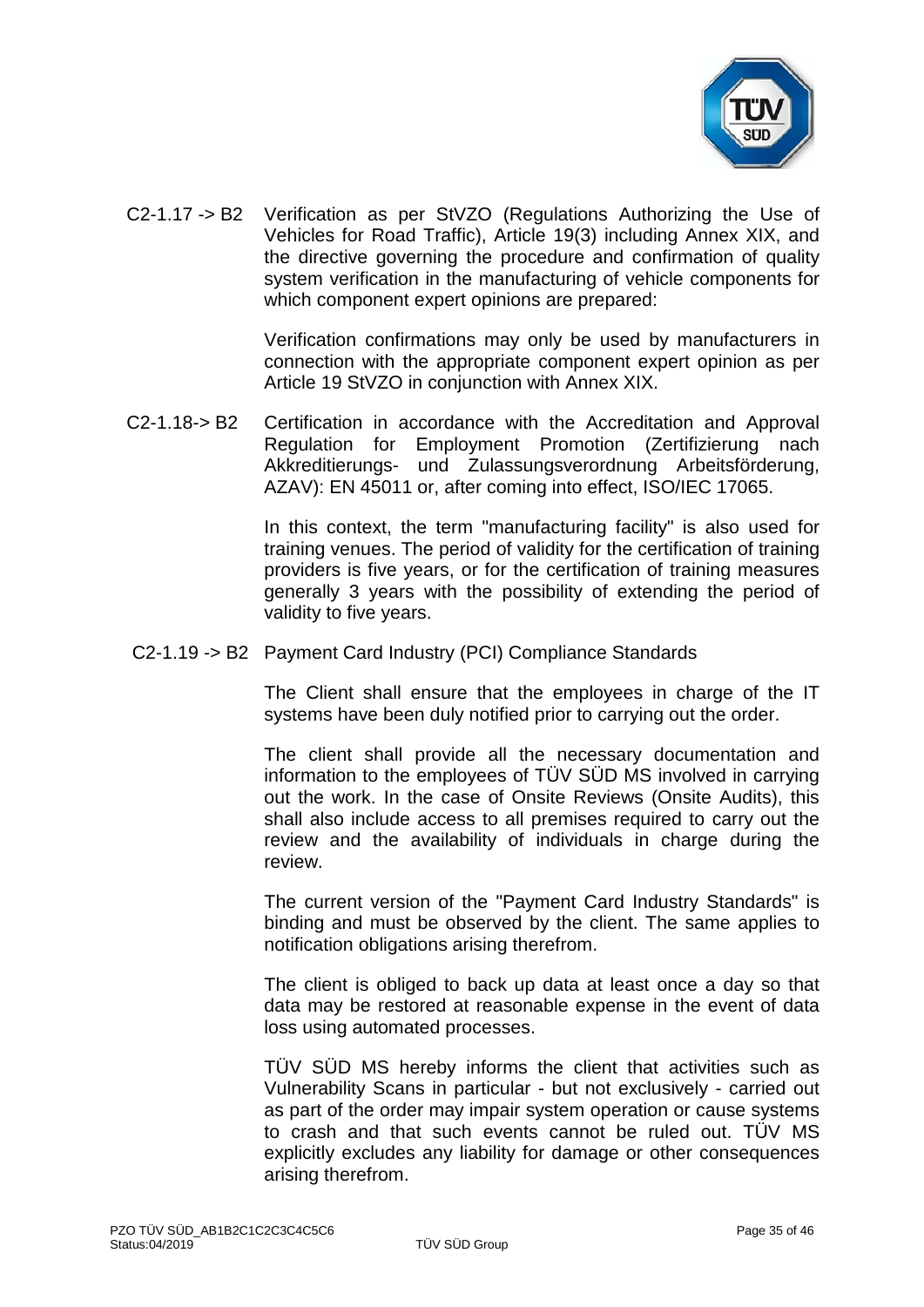C2-1.17 -> B2 Verification as per StVZO (Regulations Authorizing the Use of Vehicles for Road Traffic), Article 19(3) including Annex XIX, and the directive governing the procedure and confirmation of quality system verification in the manufacturing of vehicle components for which component expert opinions are prepared:

Verification confirmations may only be used by manufacturers in connection with the appropriate component expert opinion as per Article 19 StVZO in conjunction with Annex XIX.

C2-1.18-> B2 Certification in accordance with the Accreditation and Approval Regulation for Employment Promotion (Zertifizierung nach Akkreditierungs- und Zulassungsverordnung Arbeitsförderung, AZAV): EN 45011 or, after coming into effect, ISO/IEC 17065.

In this context, the term "manufacturing facility" is also used for training venues. The period of validity for the certification of training providers is five years, or for the certification of training measures generally 3 years with the possibility of extending the period of validity to five years.

C2-1.19 -> B2 Payment Card Industry (PCI) Compliance Standards

The Client shall ensure that the employees in charge of the IT systems have been duly notified prior to carrying out the order.

The client shall provide all the necessary documentation and information to the employees of TÜV SÜD MS involved in carrying out the work. In the case of Onsite Reviews (Onsite Audits), this shall also include access to all premises required to carry out the review and the availability of individuals in charge during the review.

The current version of the "Payment Card Industry Standards" is binding and must be observed by the client. The same applies to notification obligations arising therefrom.

The client is obliged to back up data at least once a day so that data may be restored at reasonable expense in the event of data loss using automated processes.

TÜV SÜD MS hereby informs the client that activities such as Vulnerability Scans in particular - but not exclusively - carried out as part of the order may impair system operation or cause systems to crash and that such events cannot be ruled out. TÜV MS explicitly excludes any liability for damage or other consequences arising therefrom.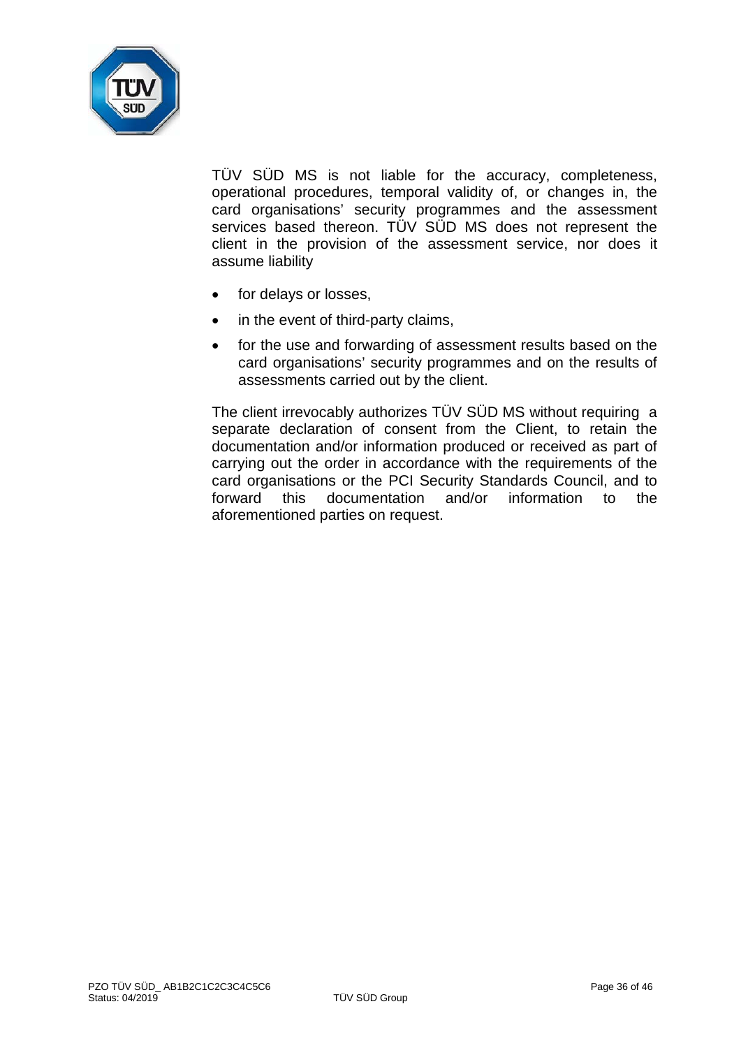TÜV SÜD MS is not liable for the accuracy, completeness, operational procedures, temporal validity of, or changes in, the card organisations' security programmes and the assessment services based thereon. TÜV SÜD MS does not represent the client in the provision of the assessment service, nor does it assume liability

- for delays or losses,
- in the event of third-party claims,
- for the use and forwarding of assessment results based on the card organisations' security programmes and on the results of assessments carried out by the client.

The client irrevocably authorizes TÜV SÜD MS without requiring a separate declaration of consent from the Client, to retain the documentation and/or information produced or received as part of carrying out the order in accordance with the requirements of the card organisations or the PCI Security Standards Council, and to forward this documentation and/or information to the aforementioned parties on request.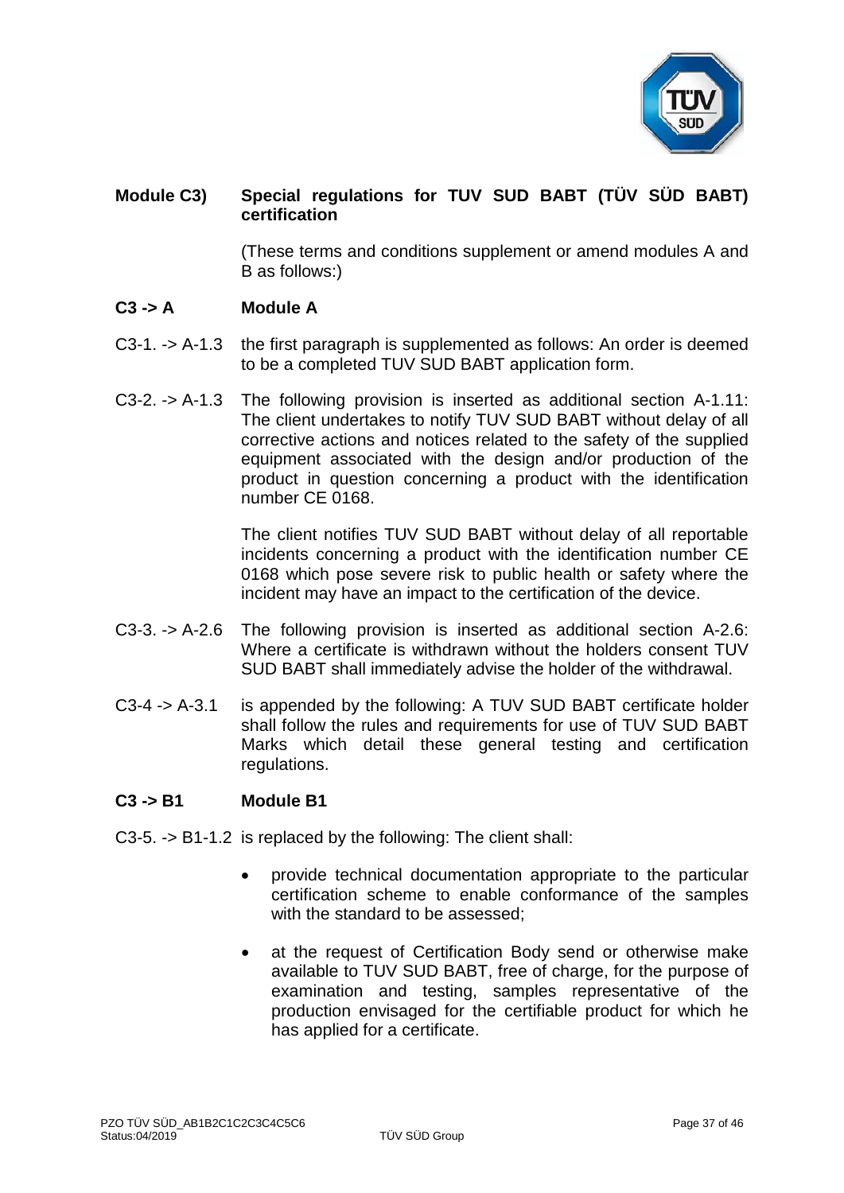## Module C3) Special regulations for TUV SUD BABT (TÜV SÜD BABT) certification

(These terms and conditions supplement or amend modules A and B as follows:)

### C3 -> A Module A

C3-1. -> A-1.3 the first paragraph is supplemented as follows: An order is deemed to be a completed TUV SUD BABT application form.

C3-2. -> A-1.3 The following provision is inserted as additional section A-1.11: The client undertakes to notify TUV SUD BABT without delay of all corrective actions and notices related to the safety of the supplied equipment associated with the design and/or production of the product in question concerning a product with the identification number CE 0168.

The client notifies TUV SUD BABT without delay of all reportable incidents concerning a product with the identification number CE 0168 which pose severe risk to public health or safety where the incident may have an impact to the certification of the device.

C3-3. -> A-2.6 The following provision is inserted as additional section A-2.6: Where a certificate is withdrawn without the holders consent TUV SUD BABT shall immediately advise the holder of the withdrawal.

C3-4 -> A-3.1 is appended by the following: A TUV SUD BABT certificate holder shall follow the rules and requirements for use of TUV SUD BABT Marks which detail these general testing and certification regulations.

### C3 -> B1 Module B1

C3-5. -> B1-1.2 is replaced by the following: The client shall:

- provide technical documentation appropriate to the particular certification scheme to enable conformance of the samples with the standard to be assessed;
- at the request of Certification Body send or otherwise make available to TUV SUD BABT, free of charge, for the purpose of examination and testing, samples representative of the production envisaged for the certifiable product for which he has applied for a certificate.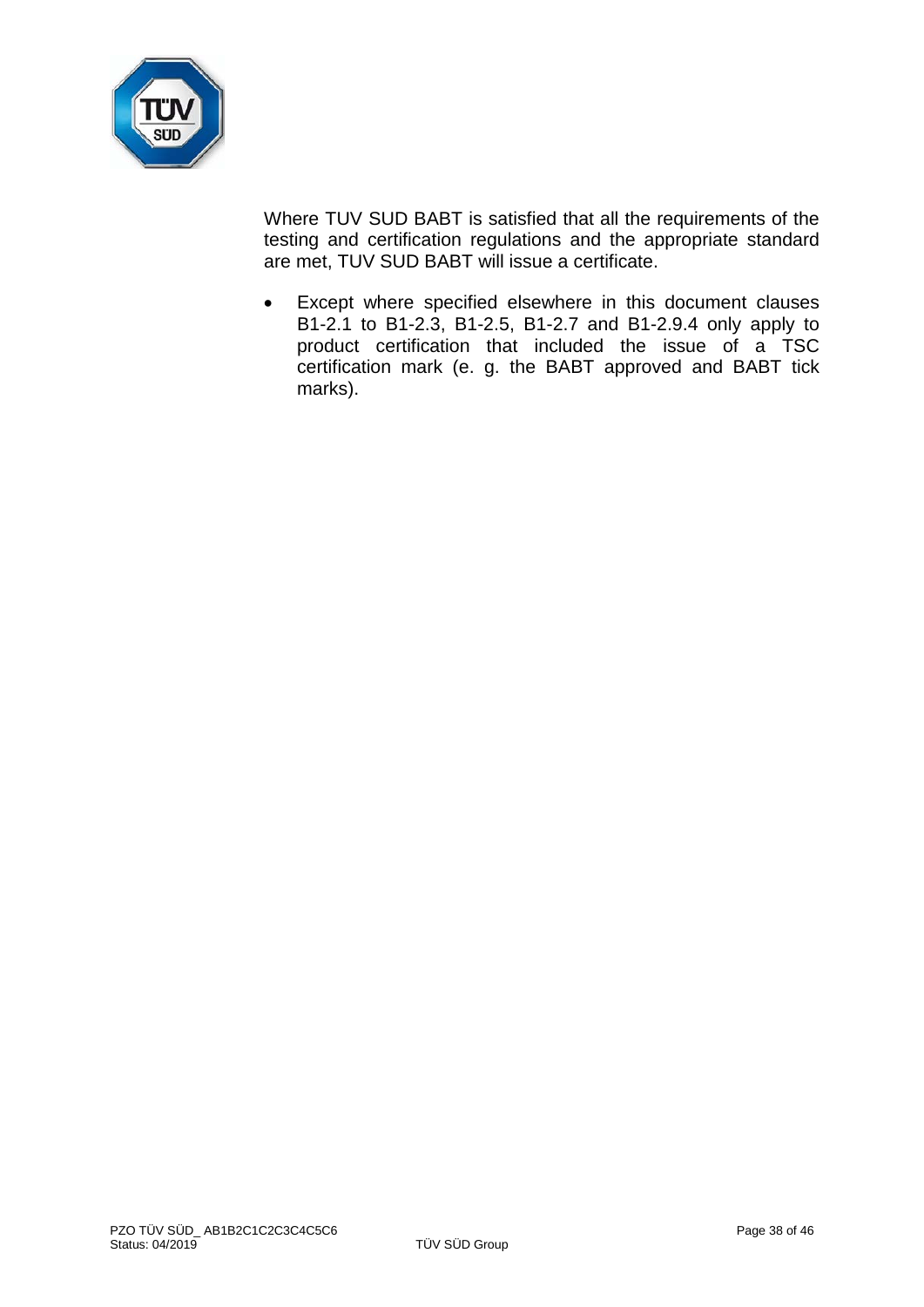Where TUV SUD BABT is satisfied that all the requirements of the testing and certification regulations and the appropriate standard are met, TUV SUD BABT will issue a certificate.

- Except where specified elsewhere in this document clauses B1-2.1 to B1-2.3, B1-2.5, B1-2.7 and B1-2.9.4 only apply to product certification that included the issue of a TSC certification mark (e. g. the BABT approved and BABT tick marks).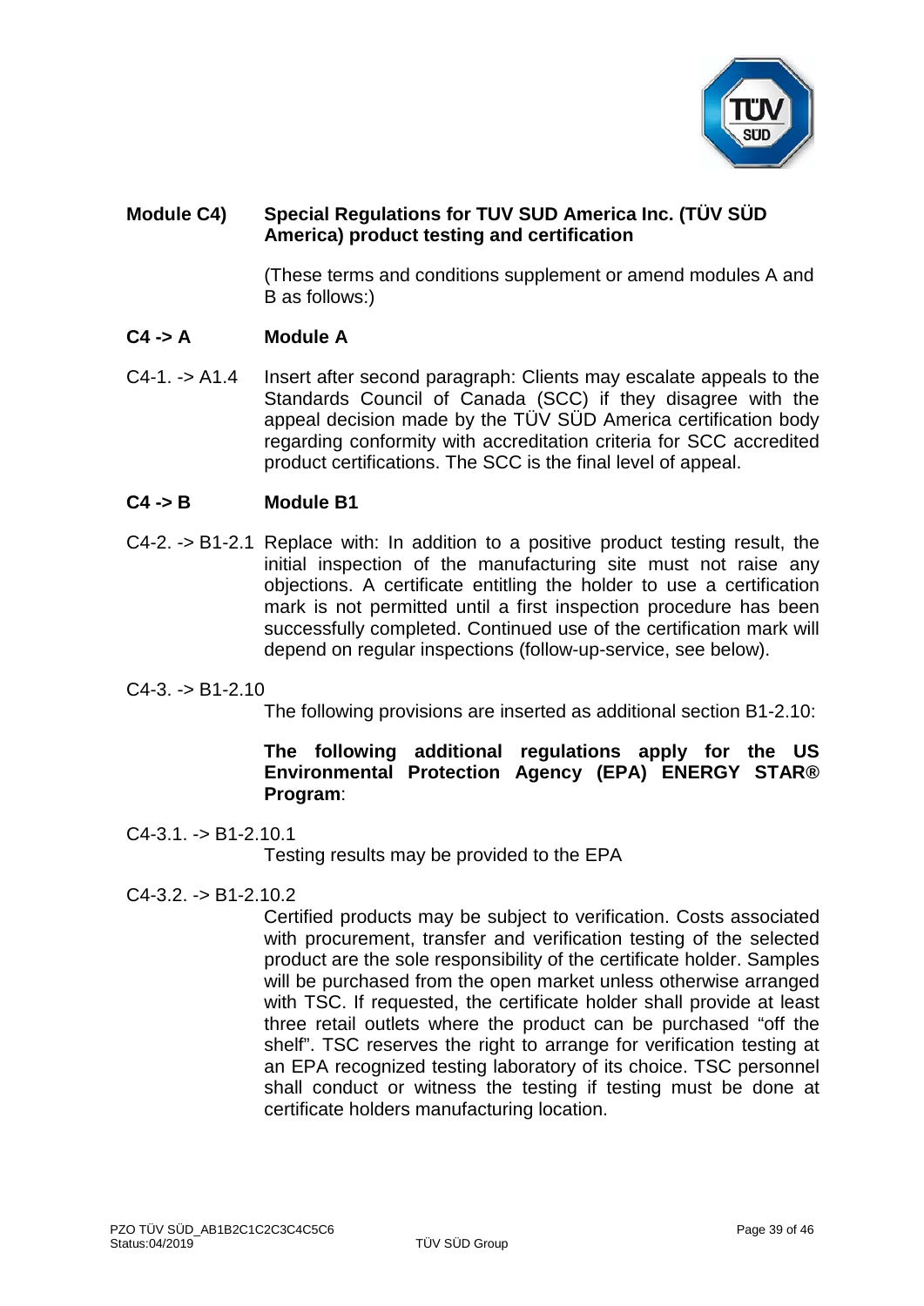## Module C4) Special Regulations for TUV SUD America Inc. (TÜV SÜD America) product testing and certification

(These terms and conditions supplement or amend modules A and B as follows:)

### C4 -> A Module A

C4-1. -> A1.4 Insert after second paragraph: Clients may escalate appeals to the Standards Council of Canada (SCC) if they disagree with the appeal decision made by the TÜV SÜD America certification body regarding conformity with accreditation criteria for SCC accredited product certifications. The SCC is the final level of appeal.

### C4 -> B Module B1

C4-2. -> B1-2.1 Replace with: In addition to a positive product testing result, the initial inspection of the manufacturing site must not raise any objections. A certificate entitling the holder to use a certification mark is not permitted until a first inspection procedure has been successfully completed. Continued use of the certification mark will depend on regular inspections (follow-up-service, see below).

C4-3. -> B1-2.10

The following provisions are inserted as additional section B1-2.10:

**The following additional regulations apply for the US Environmental Protection Agency (EPA) ENERGY STAR® Program**:

C4-3.1. -> B1-2.10.1

Testing results may be provided to the EPA

C4-3.2. -> B1-2.10.2

Certified products may be subject to verification. Costs associated with procurement, transfer and verification testing of the selected product are the sole responsibility of the certificate holder. Samples will be purchased from the open market unless otherwise arranged with TSC. If requested, the certificate holder shall provide at least three retail outlets where the product can be purchased "off the shelf". TSC reserves the right to arrange for verification testing at an EPA recognized testing laboratory of its choice. TSC personnel shall conduct or witness the testing if testing must be done at certificate holders manufacturing location.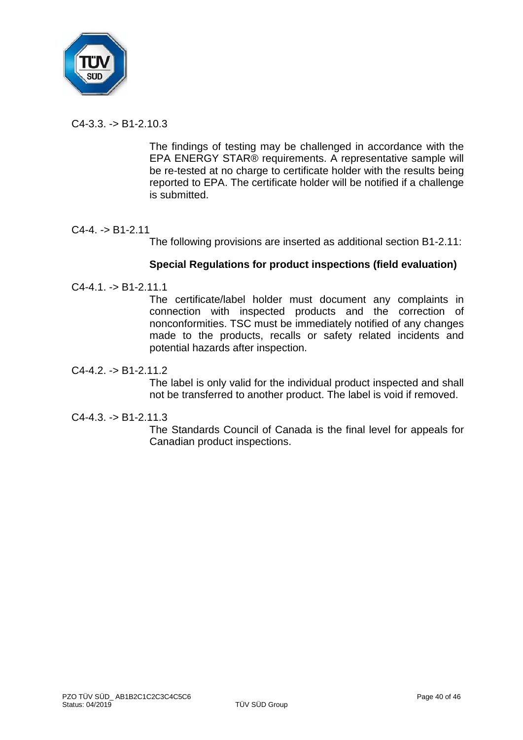C4-3.3. -> B1-2.10.3

The findings of testing may be challenged in accordance with the EPA ENERGY STAR® requirements. A representative sample will be re-tested at no charge to certificate holder with the results being reported to EPA. The certificate holder will be notified if a challenge is submitted.

C4-4. -> B1-2.11

The following provisions are inserted as additional section B1-2.11:

**Special Regulations for product inspections (field evaluation)**

C4-4.1. -> B1-2.11.1

The certificate/label holder must document any complaints in connection with inspected products and the correction of nonconformities. TSC must be immediately notified of any changes made to the products, recalls or safety related incidents and potential hazards after inspection.

C4-4.2. -> B1-2.11.2

The label is only valid for the individual product inspected and shall not be transferred to another product. The label is void if removed.

C4-4.3. -> B1-2.11.3

The Standards Council of Canada is the final level for appeals for Canadian product inspections.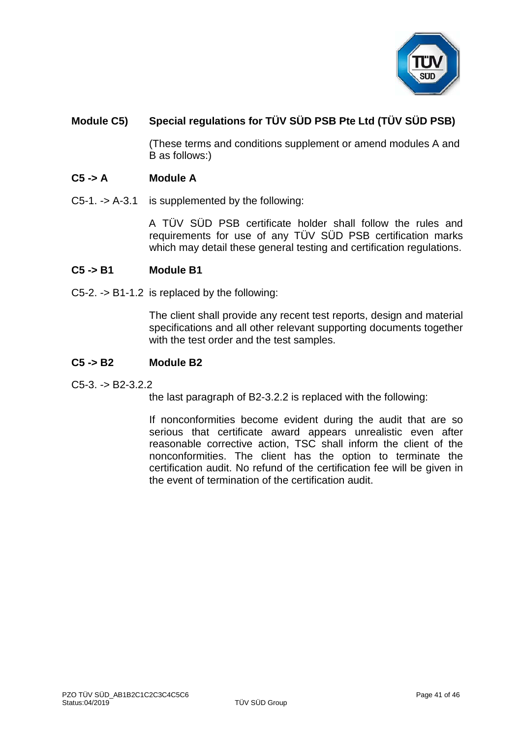## Module C5) Special regulations for TÜV SÜD PSB Pte Ltd (TÜV SÜD PSB)

(These terms and conditions supplement or amend modules A and B as follows:)

### C5 -> A Module A

C5-1. -> A-3.1 is supplemented by the following:

A TÜV SÜD PSB certificate holder shall follow the rules and requirements for use of any TÜV SÜD PSB certification marks which may detail these general testing and certification regulations.

### C5 -> B1 Module B1

C5-2. -> B1-1.2 is replaced by the following:

The client shall provide any recent test reports, design and material specifications and all other relevant supporting documents together with the test order and the test samples.

### C5 -> B2 Module B2

C5-3. -> B2-3.2.2

the last paragraph of B2-3.2.2 is replaced with the following:

If nonconformities become evident during the audit that are so serious that certificate award appears unrealistic even after reasonable corrective action, TSC shall inform the client of the nonconformities. The client has the option to terminate the certification audit. No refund of the certification fee will be given in the event of termination of the certification audit.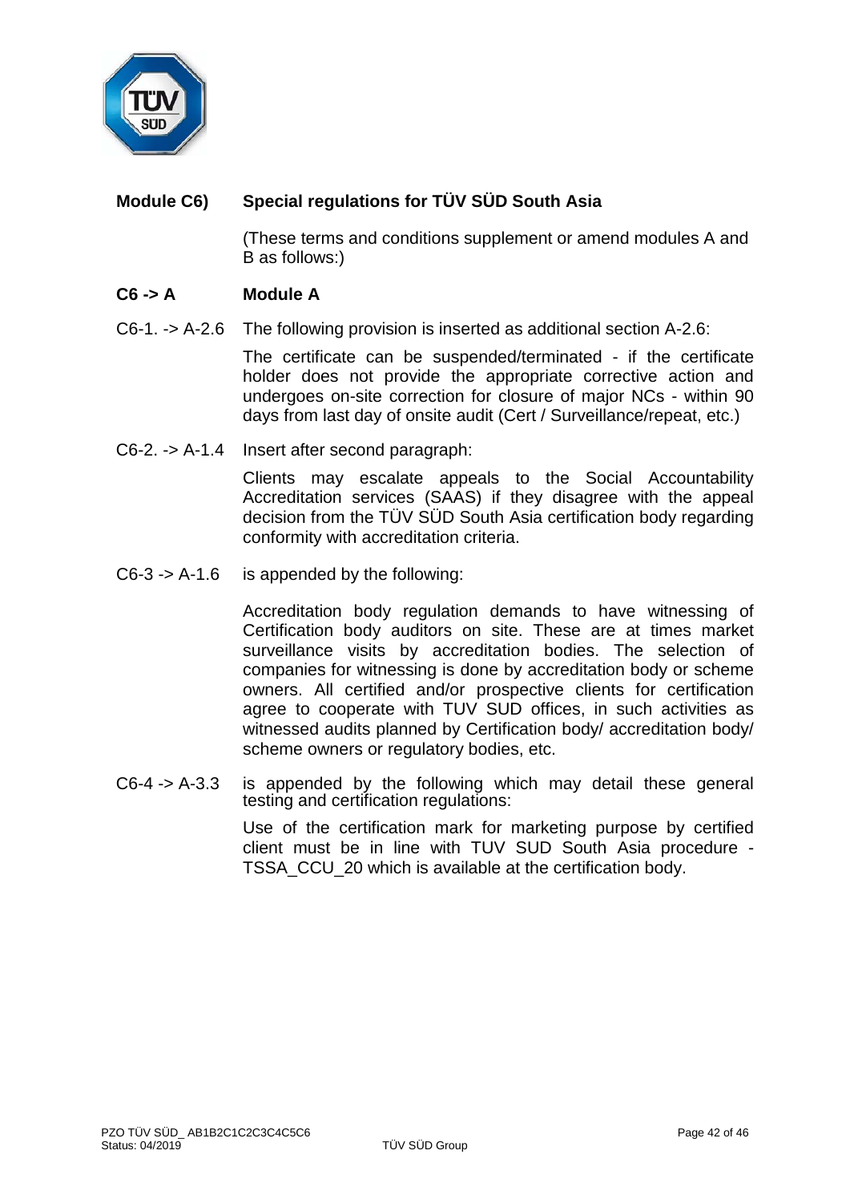## Module C6) Special regulations for TÜV SÜD South Asia

(These terms and conditions supplement or amend modules A and B as follows:)

### C6 -> A Module A

C6-1. -> A-2.6 The following provision is inserted as additional section A-2.6:

The certificate can be suspended/terminated - if the certificate holder does not provide the appropriate corrective action and undergoes on-site correction for closure of major NCs - within 90 days from last day of onsite audit (Cert / Surveillance/repeat, etc.)

C6-2. -> A-1.4 Insert after second paragraph:

Clients may escalate appeals to the Social Accountability Accreditation services (SAAS) if they disagree with the appeal decision from the TÜV SÜD South Asia certification body regarding conformity with accreditation criteria.

C6-3 -> A-1.6 is appended by the following:

Accreditation body regulation demands to have witnessing of Certification body auditors on site. These are at times market surveillance visits by accreditation bodies. The selection of companies for witnessing is done by accreditation body or scheme owners. All certified and/or prospective clients for certification agree to cooperate with TUV SUD offices, in such activities as witnessed audits planned by Certification body/ accreditation body/ scheme owners or regulatory bodies, etc.

C6-4 -> A-3.3 is appended by the following which may detail these general testing and certification regulations:

Use of the certification mark for marketing purpose by certified client must be in line with TUV SUD South Asia procedure - TSSA_CCU_20 which is available at the certification body.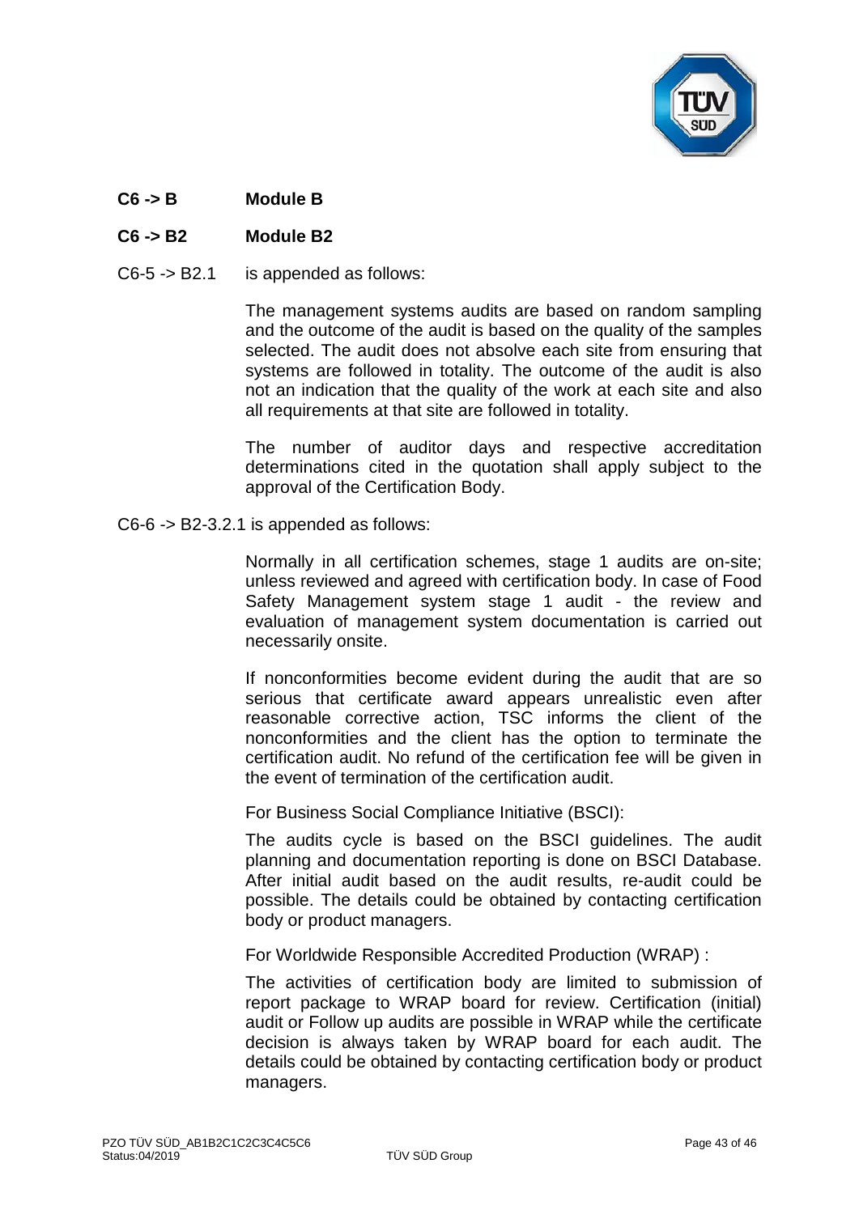**C6 -> B Module B**

**C6 -> B2 Module B2**

C6-5 -> B2.1 is appended as follows:

The management systems audits are based on random sampling and the outcome of the audit is based on the quality of the samples selected. The audit does not absolve each site from ensuring that systems are followed in totality. The outcome of the audit is also not an indication that the quality of the work at each site and also all requirements at that site are followed in totality.

The number of auditor days and respective accreditation determinations cited in the quotation shall apply subject to the approval of the Certification Body.

C6-6 -> B2-3.2.1 is appended as follows:

Normally in all certification schemes, stage 1 audits are on-site; unless reviewed and agreed with certification body. In case of Food Safety Management system stage 1 audit - the review and evaluation of management system documentation is carried out necessarily onsite.

If nonconformities become evident during the audit that are so serious that certificate award appears unrealistic even after reasonable corrective action, TSC informs the client of the nonconformities and the client has the option to terminate the certification audit. No refund of the certification fee will be given in the event of termination of the certification audit.

For Business Social Compliance Initiative (BSCI):

The audits cycle is based on the BSCI guidelines. The audit planning and documentation reporting is done on BSCI Database. After initial audit based on the audit results, re-audit could be possible. The details could be obtained by contacting certification body or product managers.

For Worldwide Responsible Accredited Production (WRAP) :

The activities of certification body are limited to submission of report package to WRAP board for review. Certification (initial) audit or Follow up audits are possible in WRAP while the certificate decision is always taken by WRAP board for each audit. The details could be obtained by contacting certification body or product managers.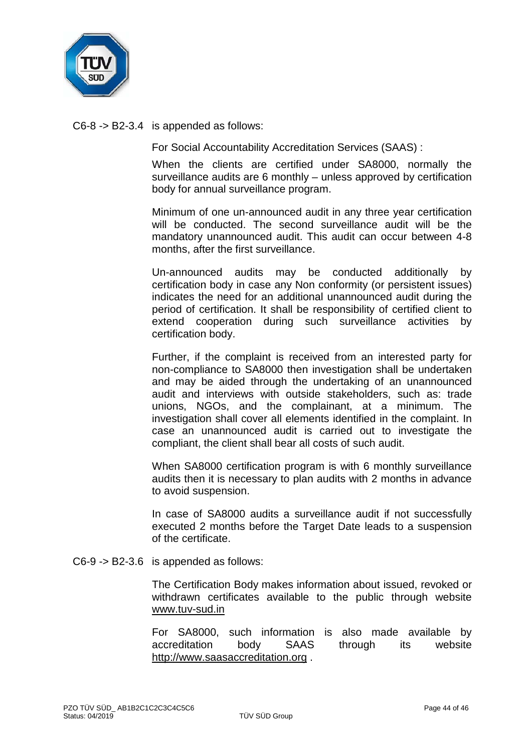C6-8 -> B2-3.4 is appended as follows:

For Social Accountability Accreditation Services (SAAS) :

When the clients are certified under SA8000, normally the surveillance audits are 6 monthly – unless approved by certification body for annual surveillance program.

Minimum of one un-announced audit in any three year certification will be conducted. The second surveillance audit will be the mandatory unannounced audit. This audit can occur between 4-8 months, after the first surveillance.

Un-announced audits may be conducted additionally by certification body in case any Non conformity (or persistent issues) indicates the need for an additional unannounced audit during the period of certification. It shall be responsibility of certified client to extend cooperation during such surveillance activities by certification body.

Further, if the complaint is received from an interested party for non-compliance to SA8000 then investigation shall be undertaken and may be aided through the undertaking of an unannounced audit and interviews with outside stakeholders, such as: trade unions, NGOs, and the complainant, at a minimum. The investigation shall cover all elements identified in the complaint. In case an unannounced audit is carried out to investigate the compliant, the client shall bear all costs of such audit.

When SA8000 certification program is with 6 monthly surveillance audits then it is necessary to plan audits with 2 months in advance to avoid suspension.

In case of SA8000 audits a surveillance audit if not successfully executed 2 months before the Target Date leads to a suspension of the certificate.

C6-9 -> B2-3.6 is appended as follows:

The Certification Body makes information about issued, revoked or withdrawn certificates available to the public through website www.tuv-sud.in

For SA8000, such information is also made available by accreditation body SAAS through its website http://www.saasaccreditation.org .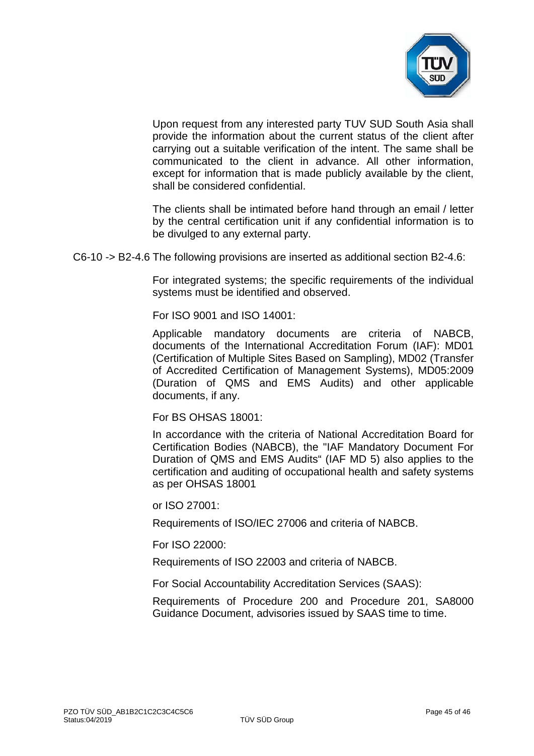Upon request from any interested party TUV SUD South Asia shall provide the information about the current status of the client after carrying out a suitable verification of the intent. The same shall be communicated to the client in advance. All other information, except for information that is made publicly available by the client, shall be considered confidential.

The clients shall be intimated before hand through an email / letter by the central certification unit if any confidential information is to be divulged to any external party.

C6-10 -> B2-4.6 The following provisions are inserted as additional section B2-4.6:

For integrated systems; the specific requirements of the individual systems must be identified and observed.

For ISO 9001 and ISO 14001:

Applicable mandatory documents are criteria of NABCB, documents of the International Accreditation Forum (IAF): MD01 (Certification of Multiple Sites Based on Sampling), MD02 (Transfer of Accredited Certification of Management Systems), MD05:2009 (Duration of QMS and EMS Audits) and other applicable documents, if any.

For BS OHSAS 18001:

In accordance with the criteria of National Accreditation Board for Certification Bodies (NABCB), the "IAF Mandatory Document For Duration of QMS and EMS Audits“ (IAF MD 5) also applies to the certification and auditing of occupational health and safety systems as per OHSAS 18001

or ISO 27001:

Requirements of ISO/IEC 27006 and criteria of NABCB.

For ISO 22000:

Requirements of ISO 22003 and criteria of NABCB.

For Social Accountability Accreditation Services (SAAS):

Requirements of Procedure 200 and Procedure 201, SA8000 Guidance Document, advisories issued by SAAS time to time.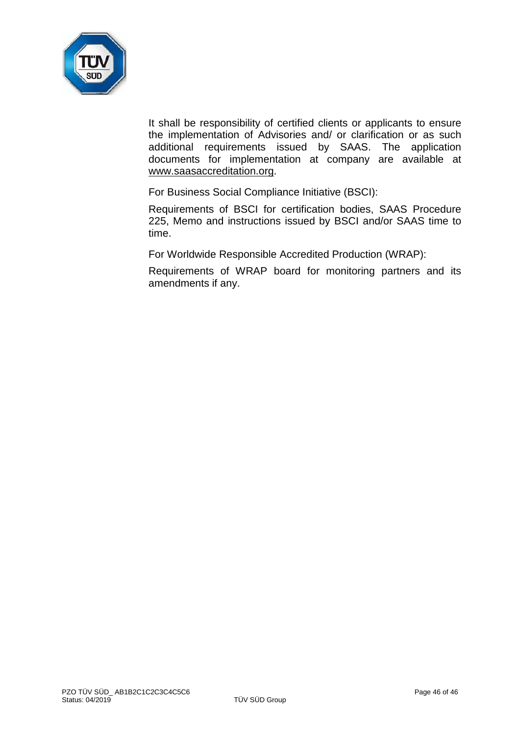It shall be responsibility of certified clients or applicants to ensure the implementation of Advisories and/ or clarification or as such additional requirements issued by SAAS. The application documents for implementation at company are available at www.saasaccreditation.org.

For Business Social Compliance Initiative (BSCI):

Requirements of BSCI for certification bodies, SAAS Procedure 225, Memo and instructions issued by BSCI and/or SAAS time to time.

For Worldwide Responsible Accredited Production (WRAP):

Requirements of WRAP board for monitoring partners and its amendments if any.